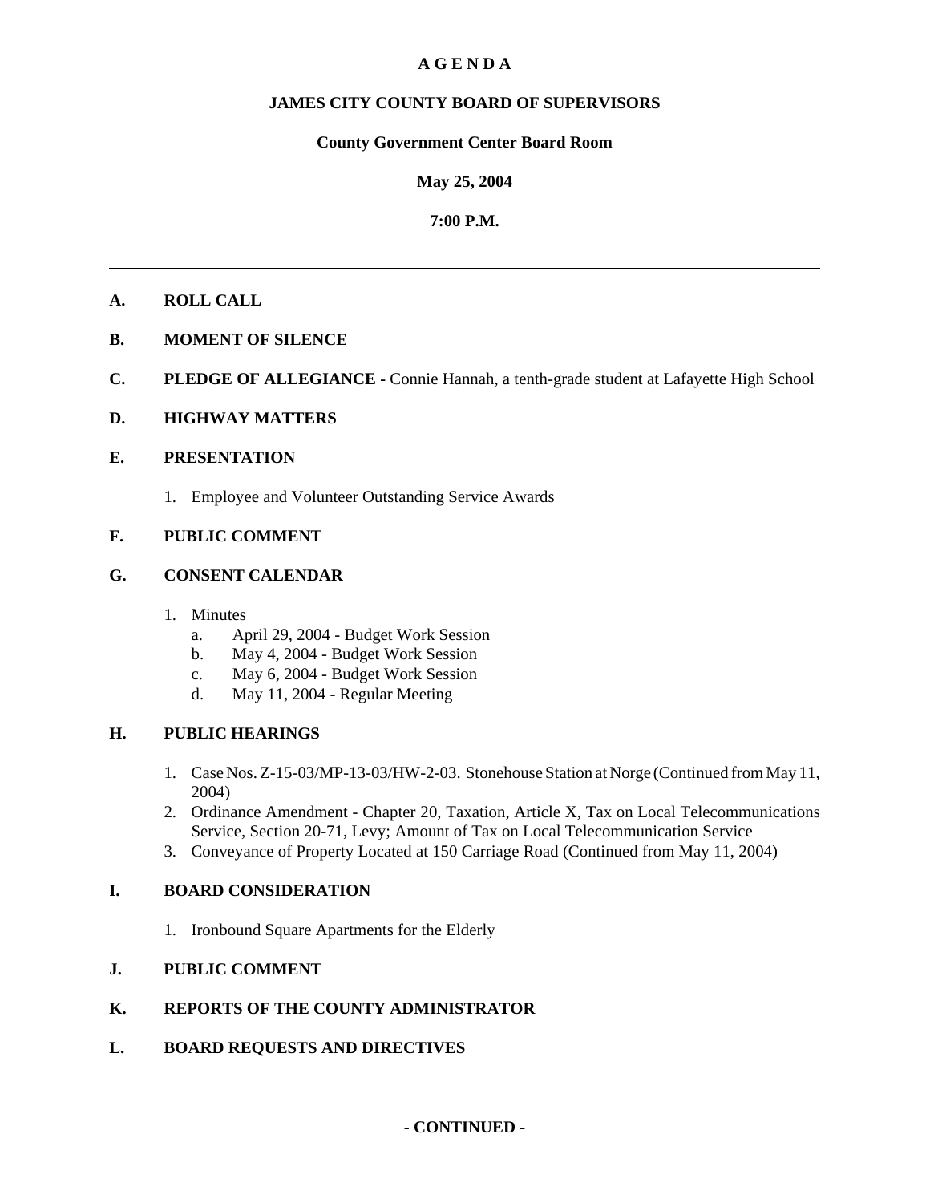# A G E N D A

## JAMES CITY COUNTY BOARD OF SUPERVISORS

### County Government Center Board Room

### May 25, 2004

### 7:00 P.M.

---

**A. ROLL CALL**

**B. MOMENT OF SILENCE**

**C. PLEDGE OF ALLEGIANCE -** Connie Hannah, a tenth-grade student at Lafayette High School

**D. HIGHWAY MATTERS**

**E. PRESENTATION**

1. Employee and Volunteer Outstanding Service Awards

**F. PUBLIC COMMENT**

**G. CONSENT CALENDAR**

1. Minutes
   a. April 29, 2004 - Budget Work Session
   b. May 4, 2004 - Budget Work Session
   c. May 6, 2004 - Budget Work Session
   d. May 11, 2004 - Regular Meeting

**H. PUBLIC HEARINGS**

1. Case Nos. Z-15-03/MP-13-03/HW-2-03. Stonehouse Station at Norge (Continued from May 11, 2004)
2. Ordinance Amendment - Chapter 20, Taxation, Article X, Tax on Local Telecommunications Service, Section 20-71, Levy; Amount of Tax on Local Telecommunication Service
3. Conveyance of Property Located at 150 Carriage Road (Continued from May 11, 2004)

**I. BOARD CONSIDERATION**

1. Ironbound Square Apartments for the Elderly

**J. PUBLIC COMMENT**

**K. REPORTS OF THE COUNTY ADMINISTRATOR**

**L. BOARD REQUESTS AND DIRECTIVES**

**- CONTINUED -**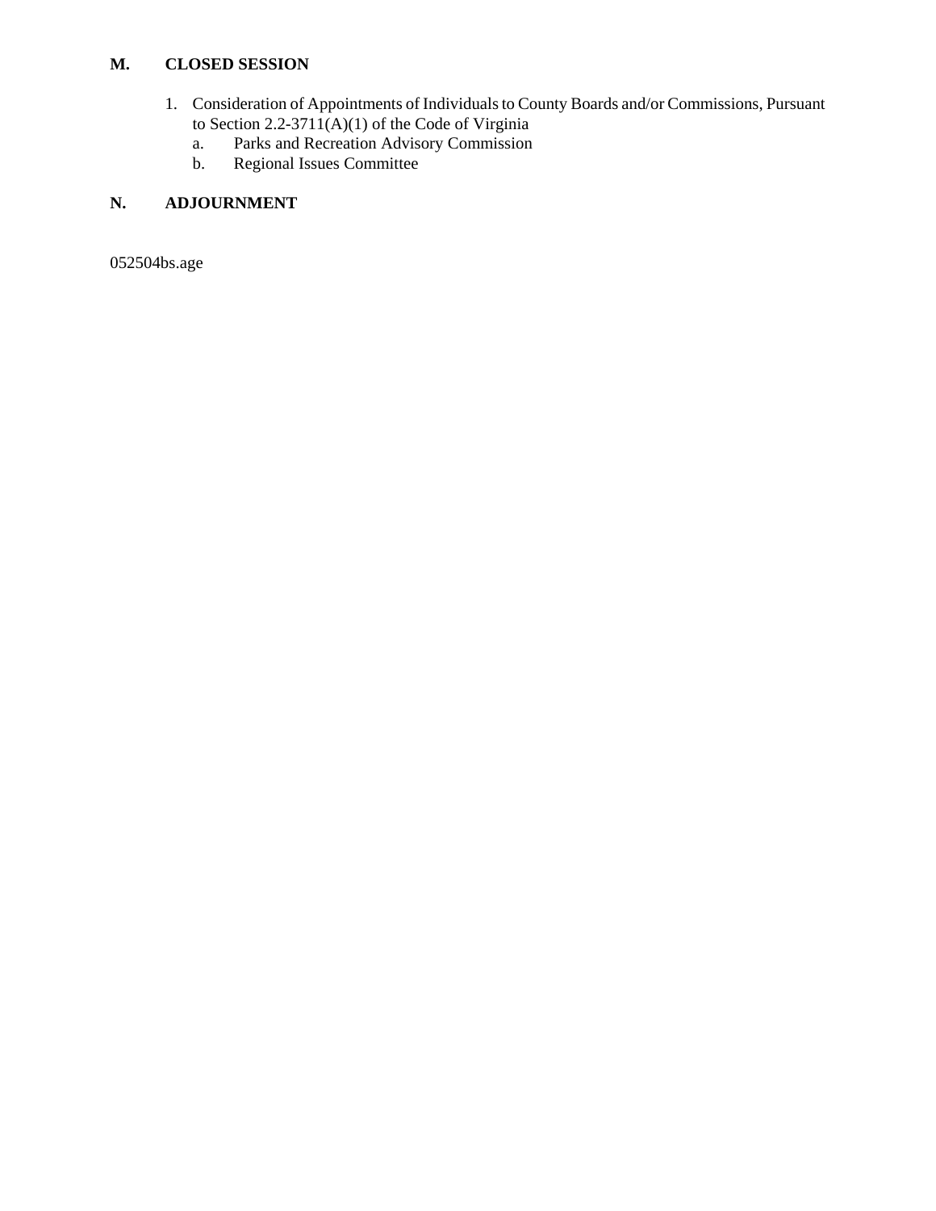## M. CLOSED SESSION

1. Consideration of Appointments of Individuals to County Boards and/or Commissions, Pursuant to Section 2.2-3711(A)(1) of the Code of Virginia
   a. Parks and Recreation Advisory Commission
   b. Regional Issues Committee

## N. ADJOURNMENT

052504bs.age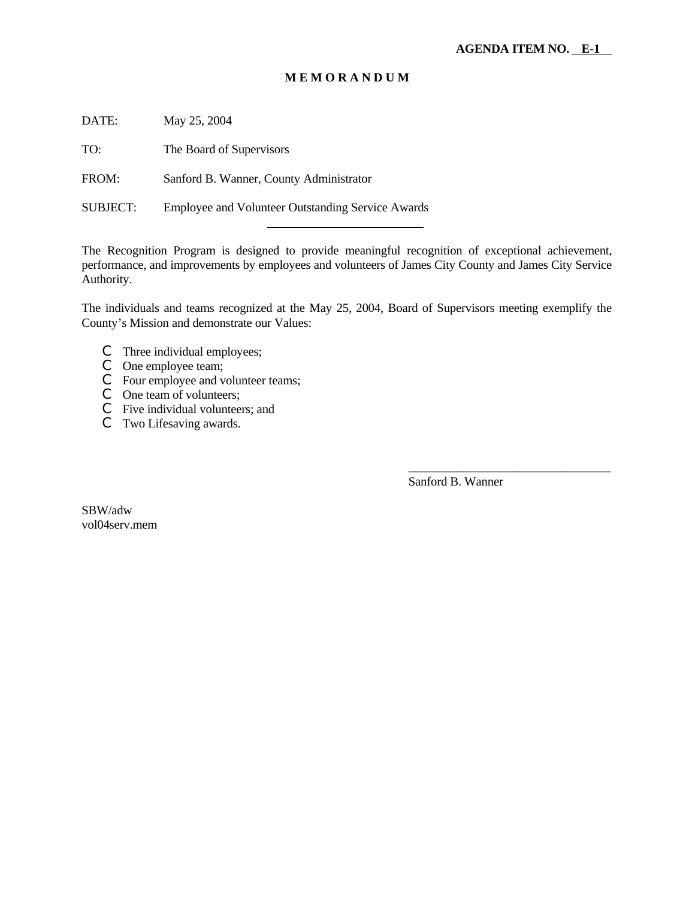**AGENDA ITEM NO. E-1**

**M E M O R A N D U M**

DATE: May 25, 2004

TO: The Board of Supervisors

FROM: Sanford B. Wanner, County Administrator

SUBJECT: Employee and Volunteer Outstanding Service Awards

---

The Recognition Program is designed to provide meaningful recognition of exceptional achievement, performance, and improvements by employees and volunteers of James City County and James City Service Authority.

The individuals and teams recognized at the May 25, 2004, Board of Supervisors meeting exemplify the County's Mission and demonstrate our Values:

- Three individual employees;
- One employee team;
- Four employee and volunteer teams;
- One team of volunteers;
- Five individual volunteers; and
- Two Lifesaving awards.

\_\_\_\_\_\_\_\_\_\_\_\_\_\_\_\_\_\_\_\_\_\_\_\_\_\_\_\_\_\_\_\_\_\_
Sanford B. Wanner

SBW/adw
vol04serv.mem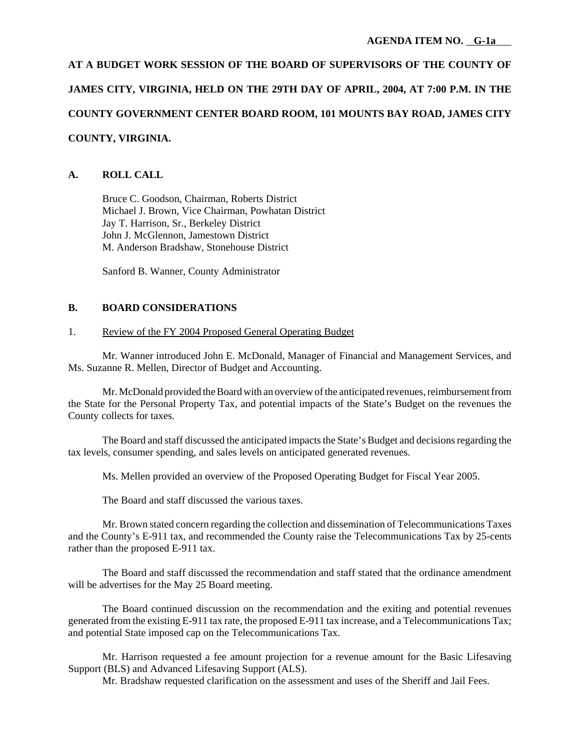**AGENDA ITEM NO. G-1a**

**AT A BUDGET WORK SESSION OF THE BOARD OF SUPERVISORS OF THE COUNTY OF JAMES CITY, VIRGINIA, HELD ON THE 29TH DAY OF APRIL, 2004, AT 7:00 P.M. IN THE COUNTY GOVERNMENT CENTER BOARD ROOM, 101 MOUNTS BAY ROAD, JAMES CITY COUNTY, VIRGINIA.**

## A. ROLL CALL

Bruce C. Goodson, Chairman, Roberts District
Michael J. Brown, Vice Chairman, Powhatan District
Jay T. Harrison, Sr., Berkeley District
John J. McGlennon, Jamestown District
M. Anderson Bradshaw, Stonehouse District

Sanford B. Wanner, County Administrator

## B. BOARD CONSIDERATIONS

1. Review of the FY 2004 Proposed General Operating Budget

Mr. Wanner introduced John E. McDonald, Manager of Financial and Management Services, and Ms. Suzanne R. Mellen, Director of Budget and Accounting.

Mr. McDonald provided the Board with an overview of the anticipated revenues, reimbursement from the State for the Personal Property Tax, and potential impacts of the State's Budget on the revenues the County collects for taxes.

The Board and staff discussed the anticipated impacts the State's Budget and decisions regarding the tax levels, consumer spending, and sales levels on anticipated generated revenues.

Ms. Mellen provided an overview of the Proposed Operating Budget for Fiscal Year 2005.

The Board and staff discussed the various taxes.

Mr. Brown stated concern regarding the collection and dissemination of Telecommunications Taxes and the County's E-911 tax, and recommended the County raise the Telecommunications Tax by 25-cents rather than the proposed E-911 tax.

The Board and staff discussed the recommendation and staff stated that the ordinance amendment will be advertises for the May 25 Board meeting.

The Board continued discussion on the recommendation and the exiting and potential revenues generated from the existing E-911 tax rate, the proposed E-911 tax increase, and a Telecommunications Tax; and potential State imposed cap on the Telecommunications Tax.

Mr. Harrison requested a fee amount projection for a revenue amount for the Basic Lifesaving Support (BLS) and Advanced Lifesaving Support (ALS).

Mr. Bradshaw requested clarification on the assessment and uses of the Sheriff and Jail Fees.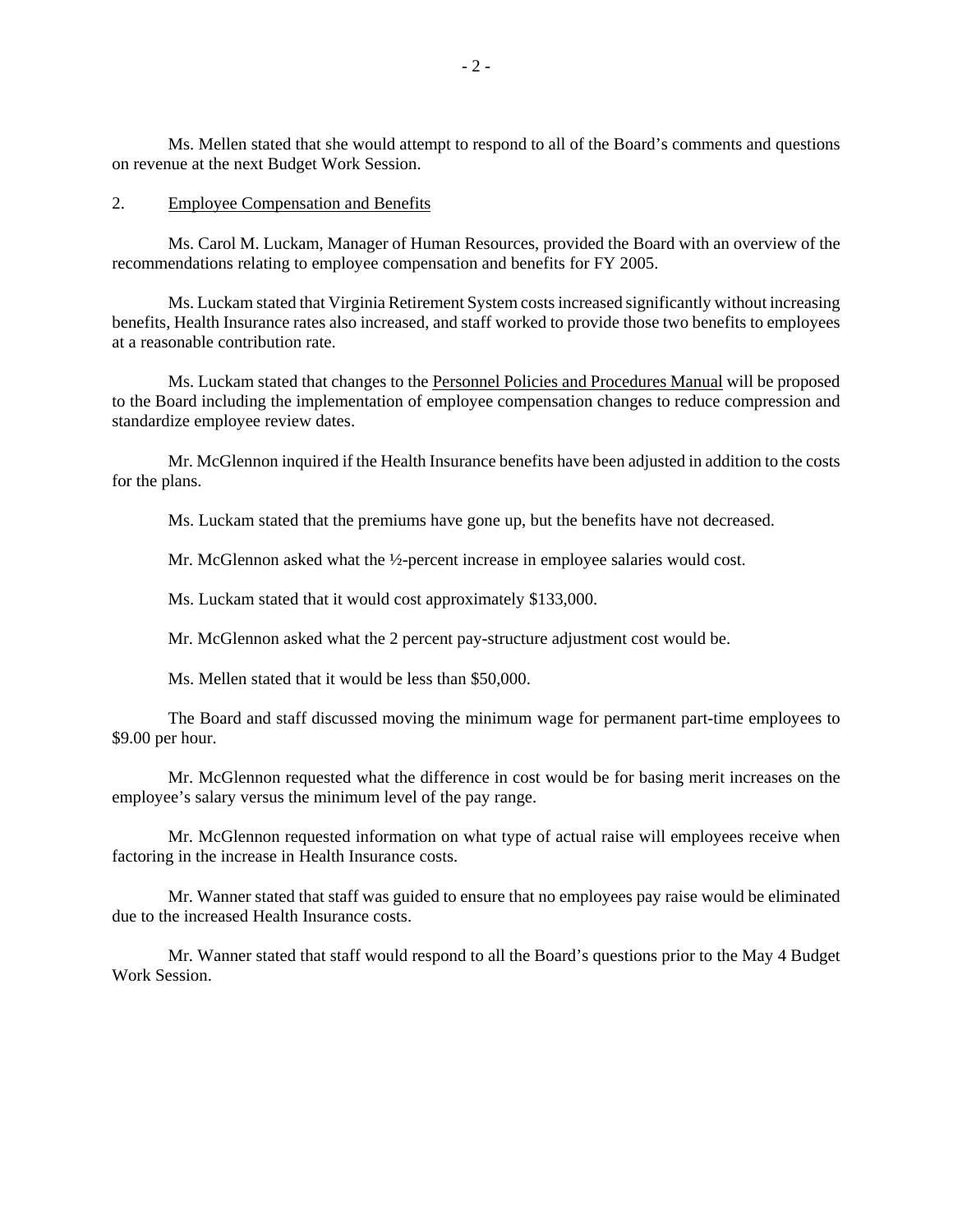Ms. Mellen stated that she would attempt to respond to all of the Board's comments and questions on revenue at the next Budget Work Session.

2. Employee Compensation and Benefits

Ms. Carol M. Luckam, Manager of Human Resources, provided the Board with an overview of the recommendations relating to employee compensation and benefits for FY 2005.

Ms. Luckam stated that Virginia Retirement System costs increased significantly without increasing benefits, Health Insurance rates also increased, and staff worked to provide those two benefits to employees at a reasonable contribution rate.

Ms. Luckam stated that changes to the Personnel Policies and Procedures Manual will be proposed to the Board including the implementation of employee compensation changes to reduce compression and standardize employee review dates.

Mr. McGlennon inquired if the Health Insurance benefits have been adjusted in addition to the costs for the plans.

Ms. Luckam stated that the premiums have gone up, but the benefits have not decreased.

Mr. McGlennon asked what the ½-percent increase in employee salaries would cost.

Ms. Luckam stated that it would cost approximately $133,000.

Mr. McGlennon asked what the 2 percent pay-structure adjustment cost would be.

Ms. Mellen stated that it would be less than $50,000.

The Board and staff discussed moving the minimum wage for permanent part-time employees to $9.00 per hour.

Mr. McGlennon requested what the difference in cost would be for basing merit increases on the employee's salary versus the minimum level of the pay range.

Mr. McGlennon requested information on what type of actual raise will employees receive when factoring in the increase in Health Insurance costs.

Mr. Wanner stated that staff was guided to ensure that no employees pay raise would be eliminated due to the increased Health Insurance costs.

Mr. Wanner stated that staff would respond to all the Board's questions prior to the May 4 Budget Work Session.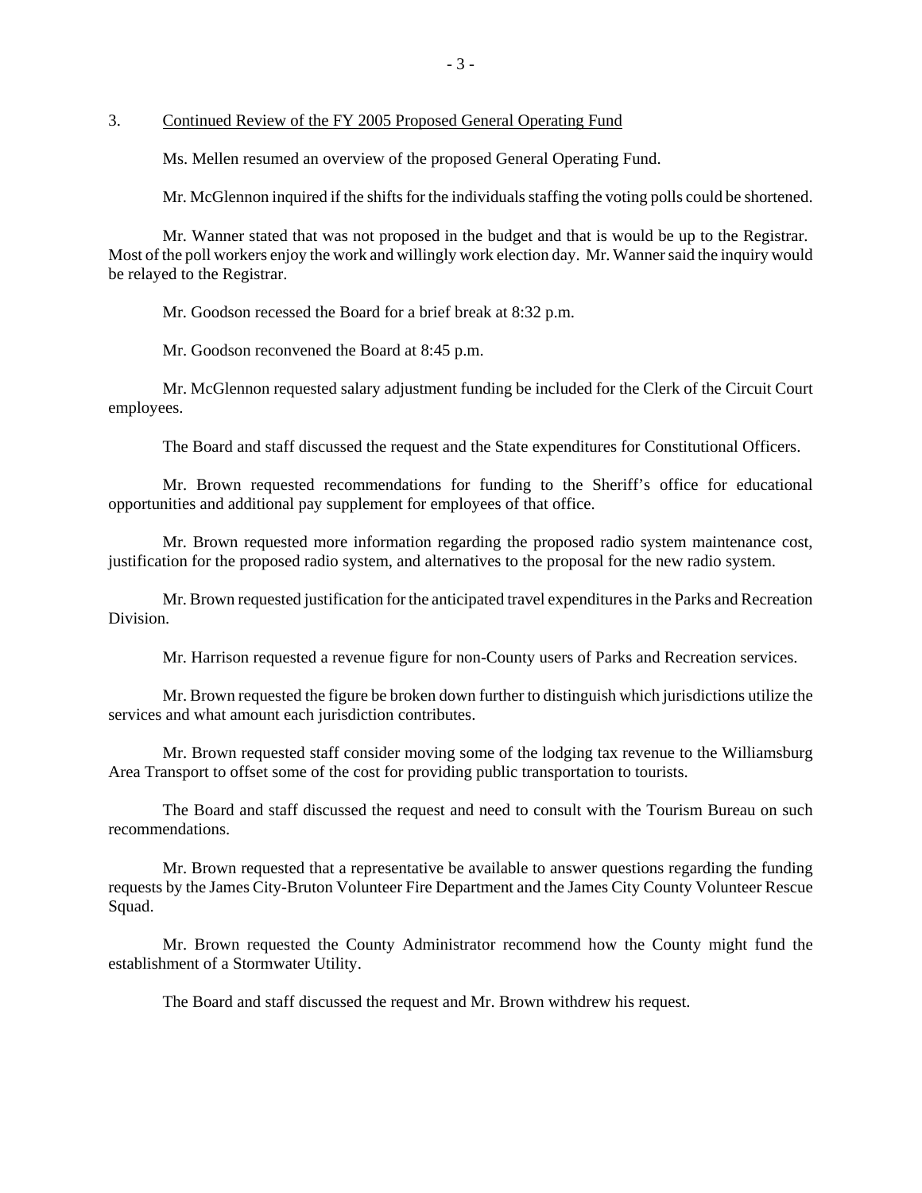3. <u>Continued Review of the FY 2005 Proposed General Operating Fund</u>

Ms. Mellen resumed an overview of the proposed General Operating Fund.

Mr. McGlennon inquired if the shifts for the individuals staffing the voting polls could be shortened.

Mr. Wanner stated that was not proposed in the budget and that is would be up to the Registrar. Most of the poll workers enjoy the work and willingly work election day. Mr. Wanner said the inquiry would be relayed to the Registrar.

Mr. Goodson recessed the Board for a brief break at 8:32 p.m.

Mr. Goodson reconvened the Board at 8:45 p.m.

Mr. McGlennon requested salary adjustment funding be included for the Clerk of the Circuit Court employees.

The Board and staff discussed the request and the State expenditures for Constitutional Officers.

Mr. Brown requested recommendations for funding to the Sheriff's office for educational opportunities and additional pay supplement for employees of that office.

Mr. Brown requested more information regarding the proposed radio system maintenance cost, justification for the proposed radio system, and alternatives to the proposal for the new radio system.

Mr. Brown requested justification for the anticipated travel expenditures in the Parks and Recreation Division.

Mr. Harrison requested a revenue figure for non-County users of Parks and Recreation services.

Mr. Brown requested the figure be broken down further to distinguish which jurisdictions utilize the services and what amount each jurisdiction contributes.

Mr. Brown requested staff consider moving some of the lodging tax revenue to the Williamsburg Area Transport to offset some of the cost for providing public transportation to tourists.

The Board and staff discussed the request and need to consult with the Tourism Bureau on such recommendations.

Mr. Brown requested that a representative be available to answer questions regarding the funding requests by the James City-Bruton Volunteer Fire Department and the James City County Volunteer Rescue Squad.

Mr. Brown requested the County Administrator recommend how the County might fund the establishment of a Stormwater Utility.

The Board and staff discussed the request and Mr. Brown withdrew his request.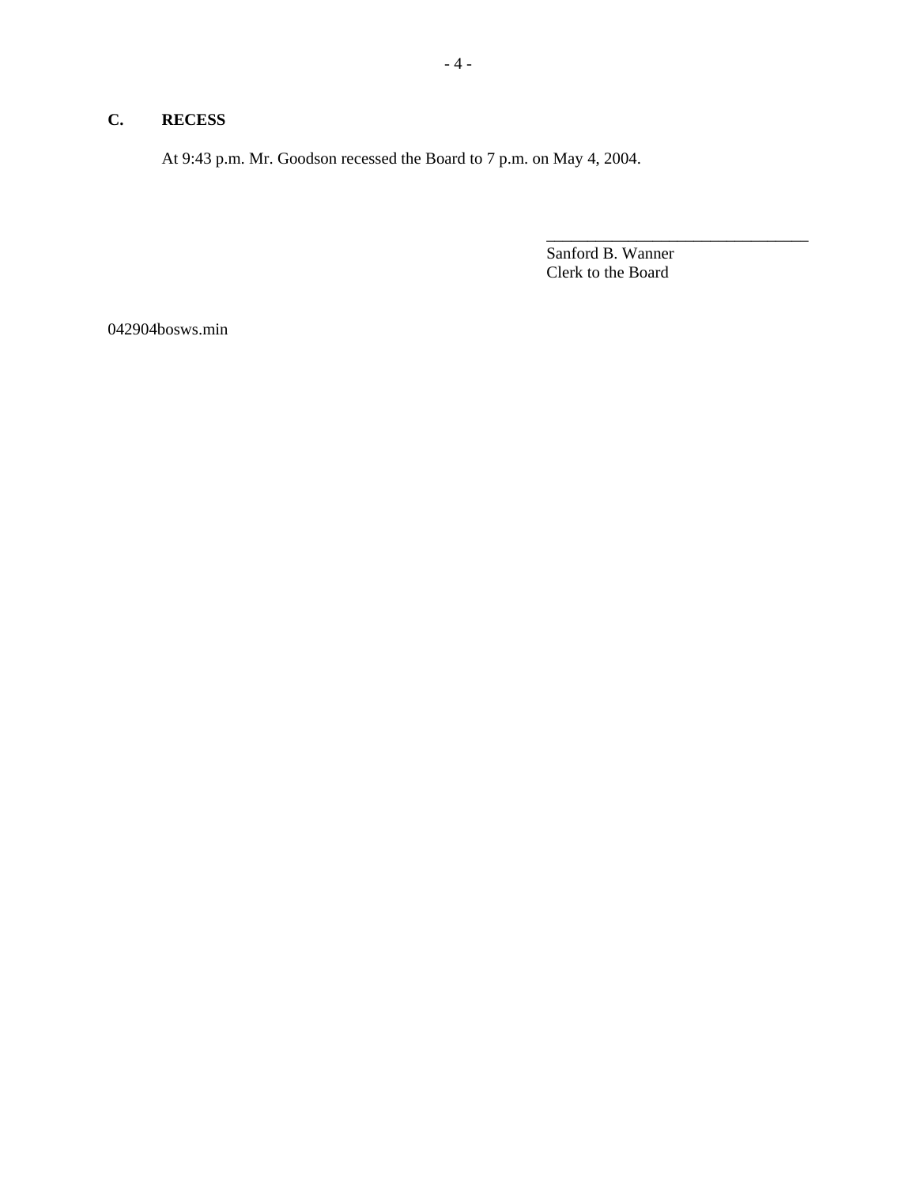## C. RECESS

At 9:43 p.m. Mr. Goodson recessed the Board to 7 p.m. on May 4, 2004.

\_\_\_\_\_\_\_\_\_\_\_\_\_\_\_\_\_\_\_\_\_\_\_\_\_\_\_\_\_\_\_\_

Sanford B. Wanner
Clerk to the Board

042904bosws.min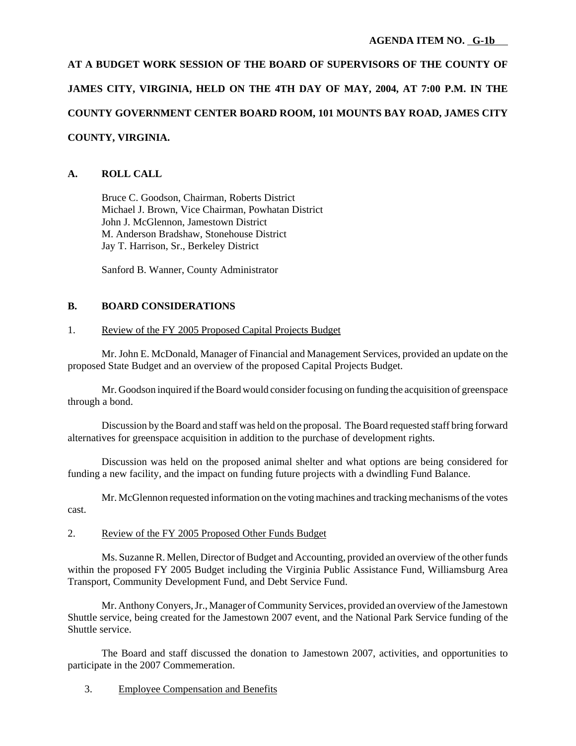**AGENDA ITEM NO. G-1b**

**AT A BUDGET WORK SESSION OF THE BOARD OF SUPERVISORS OF THE COUNTY OF JAMES CITY, VIRGINIA, HELD ON THE 4TH DAY OF MAY, 2004, AT 7:00 P.M. IN THE COUNTY GOVERNMENT CENTER BOARD ROOM, 101 MOUNTS BAY ROAD, JAMES CITY COUNTY, VIRGINIA.**

## A. ROLL CALL

Bruce C. Goodson, Chairman, Roberts District
Michael J. Brown, Vice Chairman, Powhatan District
John J. McGlennon, Jamestown District
M. Anderson Bradshaw, Stonehouse District
Jay T. Harrison, Sr., Berkeley District

Sanford B. Wanner, County Administrator

## B. BOARD CONSIDERATIONS

1. Review of the FY 2005 Proposed Capital Projects Budget

Mr. John E. McDonald, Manager of Financial and Management Services, provided an update on the proposed State Budget and an overview of the proposed Capital Projects Budget.

Mr. Goodson inquired if the Board would consider focusing on funding the acquisition of greenspace through a bond.

Discussion by the Board and staff was held on the proposal. The Board requested staff bring forward alternatives for greenspace acquisition in addition to the purchase of development rights.

Discussion was held on the proposed animal shelter and what options are being considered for funding a new facility, and the impact on funding future projects with a dwindling Fund Balance.

Mr. McGlennon requested information on the voting machines and tracking mechanisms of the votes cast.

2. Review of the FY 2005 Proposed Other Funds Budget

Ms. Suzanne R. Mellen, Director of Budget and Accounting, provided an overview of the other funds within the proposed FY 2005 Budget including the Virginia Public Assistance Fund, Williamsburg Area Transport, Community Development Fund, and Debt Service Fund.

Mr. Anthony Conyers, Jr., Manager of Community Services, provided an overview of the Jamestown Shuttle service, being created for the Jamestown 2007 event, and the National Park Service funding of the Shuttle service.

The Board and staff discussed the donation to Jamestown 2007, activities, and opportunities to participate in the 2007 Commemeration.

3. Employee Compensation and Benefits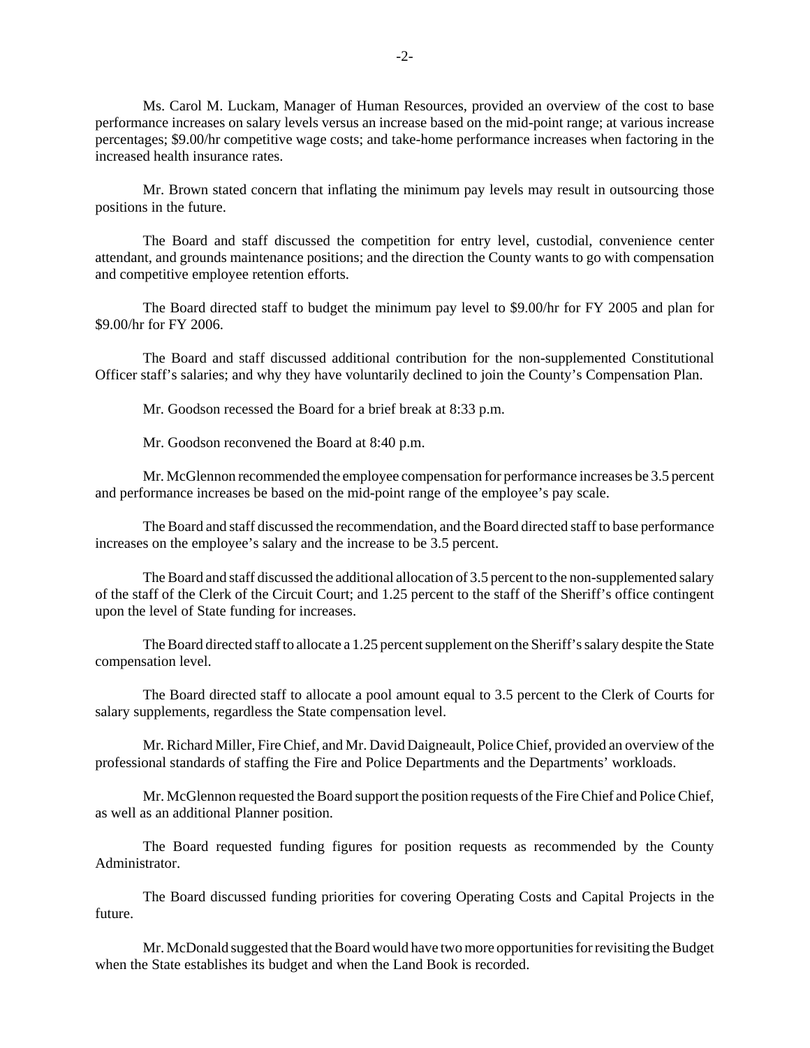Ms. Carol M. Luckam, Manager of Human Resources, provided an overview of the cost to base performance increases on salary levels versus an increase based on the mid-point range; at various increase percentages; $9.00/hr competitive wage costs; and take-home performance increases when factoring in the increased health insurance rates.

Mr. Brown stated concern that inflating the minimum pay levels may result in outsourcing those positions in the future.

The Board and staff discussed the competition for entry level, custodial, convenience center attendant, and grounds maintenance positions; and the direction the County wants to go with compensation and competitive employee retention efforts.

The Board directed staff to budget the minimum pay level to $9.00/hr for FY 2005 and plan for $9.00/hr for FY 2006.

The Board and staff discussed additional contribution for the non-supplemented Constitutional Officer staff's salaries; and why they have voluntarily declined to join the County's Compensation Plan.

Mr. Goodson recessed the Board for a brief break at 8:33 p.m.

Mr. Goodson reconvened the Board at 8:40 p.m.

Mr. McGlennon recommended the employee compensation for performance increases be 3.5 percent and performance increases be based on the mid-point range of the employee's pay scale.

The Board and staff discussed the recommendation, and the Board directed staff to base performance increases on the employee's salary and the increase to be 3.5 percent.

The Board and staff discussed the additional allocation of 3.5 percent to the non-supplemented salary of the staff of the Clerk of the Circuit Court; and 1.25 percent to the staff of the Sheriff's office contingent upon the level of State funding for increases.

The Board directed staff to allocate a 1.25 percent supplement on the Sheriff's salary despite the State compensation level.

The Board directed staff to allocate a pool amount equal to 3.5 percent to the Clerk of Courts for salary supplements, regardless the State compensation level.

Mr. Richard Miller, Fire Chief, and Mr. David Daigneault, Police Chief, provided an overview of the professional standards of staffing the Fire and Police Departments and the Departments' workloads.

Mr. McGlennon requested the Board support the position requests of the Fire Chief and Police Chief, as well as an additional Planner position.

The Board requested funding figures for position requests as recommended by the County Administrator.

The Board discussed funding priorities for covering Operating Costs and Capital Projects in the future.

Mr. McDonald suggested that the Board would have two more opportunities for revisiting the Budget when the State establishes its budget and when the Land Book is recorded.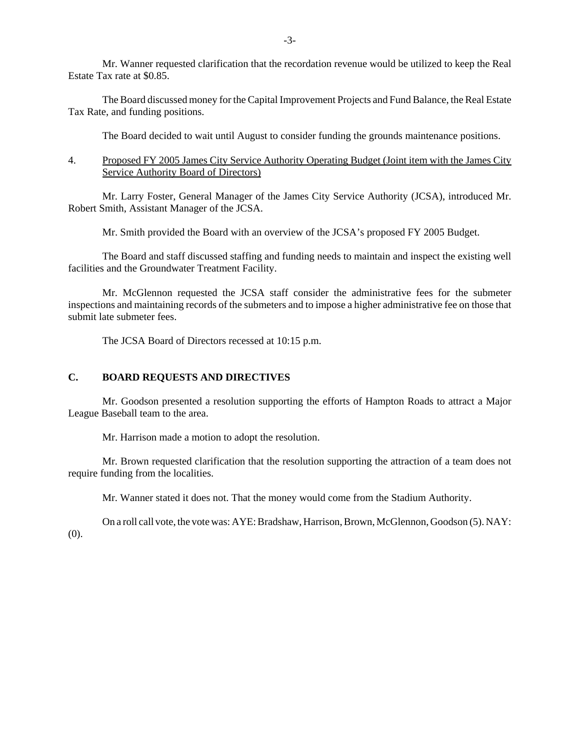Mr. Wanner requested clarification that the recordation revenue would be utilized to keep the Real Estate Tax rate at $0.85.

The Board discussed money for the Capital Improvement Projects and Fund Balance, the Real Estate Tax Rate, and funding positions.

The Board decided to wait until August to consider funding the grounds maintenance positions.

4. Proposed FY 2005 James City Service Authority Operating Budget (Joint item with the James City Service Authority Board of Directors)

Mr. Larry Foster, General Manager of the James City Service Authority (JCSA), introduced Mr. Robert Smith, Assistant Manager of the JCSA.

Mr. Smith provided the Board with an overview of the JCSA's proposed FY 2005 Budget.

The Board and staff discussed staffing and funding needs to maintain and inspect the existing well facilities and the Groundwater Treatment Facility.

Mr. McGlennon requested the JCSA staff consider the administrative fees for the submeter inspections and maintaining records of the submeters and to impose a higher administrative fee on those that submit late submeter fees.

The JCSA Board of Directors recessed at 10:15 p.m.

## C. BOARD REQUESTS AND DIRECTIVES

Mr. Goodson presented a resolution supporting the efforts of Hampton Roads to attract a Major League Baseball team to the area.

Mr. Harrison made a motion to adopt the resolution.

Mr. Brown requested clarification that the resolution supporting the attraction of a team does not require funding from the localities.

Mr. Wanner stated it does not. That the money would come from the Stadium Authority.

On a roll call vote, the vote was: AYE: Bradshaw, Harrison, Brown, McGlennon, Goodson (5). NAY: (0).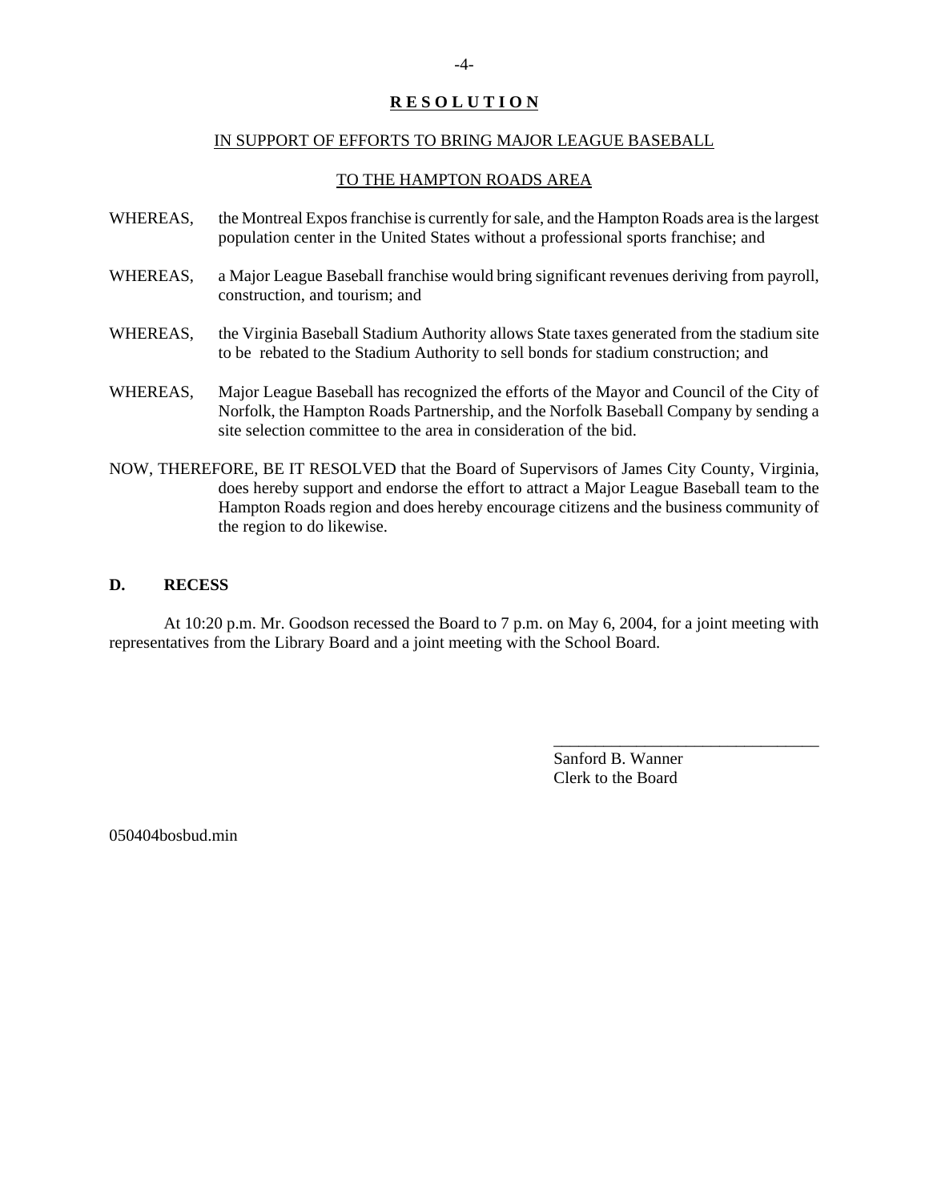## RESOLUTION

IN SUPPORT OF EFFORTS TO BRING MAJOR LEAGUE BASEBALL

TO THE HAMPTON ROADS AREA

WHEREAS, the Montreal Expos franchise is currently for sale, and the Hampton Roads area is the largest population center in the United States without a professional sports franchise; and

WHEREAS, a Major League Baseball franchise would bring significant revenues deriving from payroll, construction, and tourism; and

WHEREAS, the Virginia Baseball Stadium Authority allows State taxes generated from the stadium site to be rebated to the Stadium Authority to sell bonds for stadium construction; and

WHEREAS, Major League Baseball has recognized the efforts of the Mayor and Council of the City of Norfolk, the Hampton Roads Partnership, and the Norfolk Baseball Company by sending a site selection committee to the area in consideration of the bid.

NOW, THEREFORE, BE IT RESOLVED that the Board of Supervisors of James City County, Virginia, does hereby support and endorse the effort to attract a Major League Baseball team to the Hampton Roads region and does hereby encourage citizens and the business community of the region to do likewise.

### D. RECESS

At 10:20 p.m. Mr. Goodson recessed the Board to 7 p.m. on May 6, 2004, for a joint meeting with representatives from the Library Board and a joint meeting with the School Board.

_________________________________

Sanford B. Wanner
Clerk to the Board

050404bosbud.min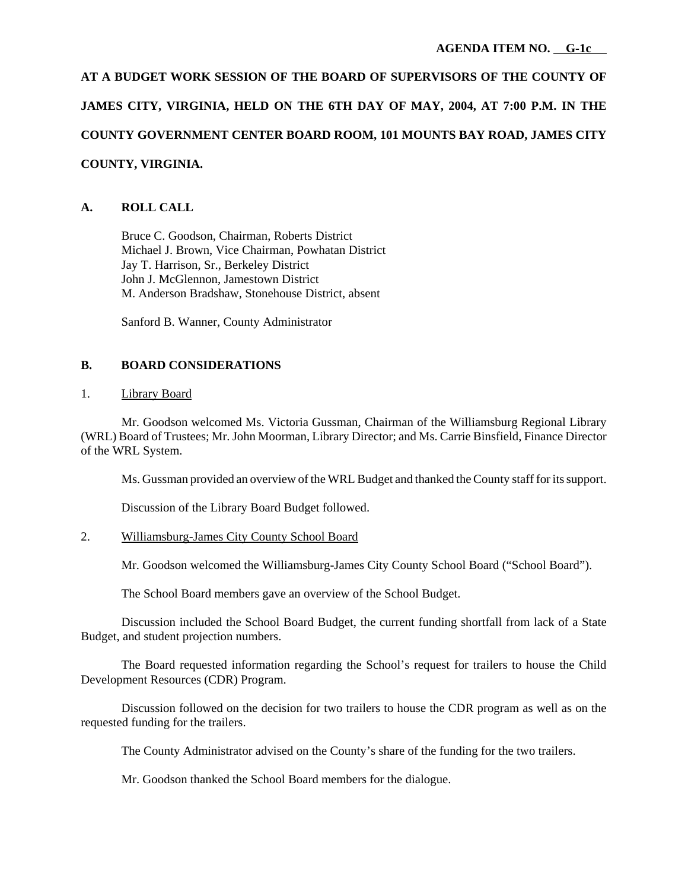**AGENDA ITEM NO. G-1c**

**AT A BUDGET WORK SESSION OF THE BOARD OF SUPERVISORS OF THE COUNTY OF JAMES CITY, VIRGINIA, HELD ON THE 6TH DAY OF MAY, 2004, AT 7:00 P.M. IN THE COUNTY GOVERNMENT CENTER BOARD ROOM, 101 MOUNTS BAY ROAD, JAMES CITY COUNTY, VIRGINIA.**

## A. ROLL CALL

Bruce C. Goodson, Chairman, Roberts District
Michael J. Brown, Vice Chairman, Powhatan District
Jay T. Harrison, Sr., Berkeley District
John J. McGlennon, Jamestown District
M. Anderson Bradshaw, Stonehouse District, absent

Sanford B. Wanner, County Administrator

## B. BOARD CONSIDERATIONS

1. Library Board

Mr. Goodson welcomed Ms. Victoria Gussman, Chairman of the Williamsburg Regional Library (WRL) Board of Trustees; Mr. John Moorman, Library Director; and Ms. Carrie Binsfield, Finance Director of the WRL System.

Ms. Gussman provided an overview of the WRL Budget and thanked the County staff for its support.

Discussion of the Library Board Budget followed.

2. Williamsburg-James City County School Board

Mr. Goodson welcomed the Williamsburg-James City County School Board ("School Board").

The School Board members gave an overview of the School Budget.

Discussion included the School Board Budget, the current funding shortfall from lack of a State Budget, and student projection numbers.

The Board requested information regarding the School's request for trailers to house the Child Development Resources (CDR) Program.

Discussion followed on the decision for two trailers to house the CDR program as well as on the requested funding for the trailers.

The County Administrator advised on the County's share of the funding for the two trailers.

Mr. Goodson thanked the School Board members for the dialogue.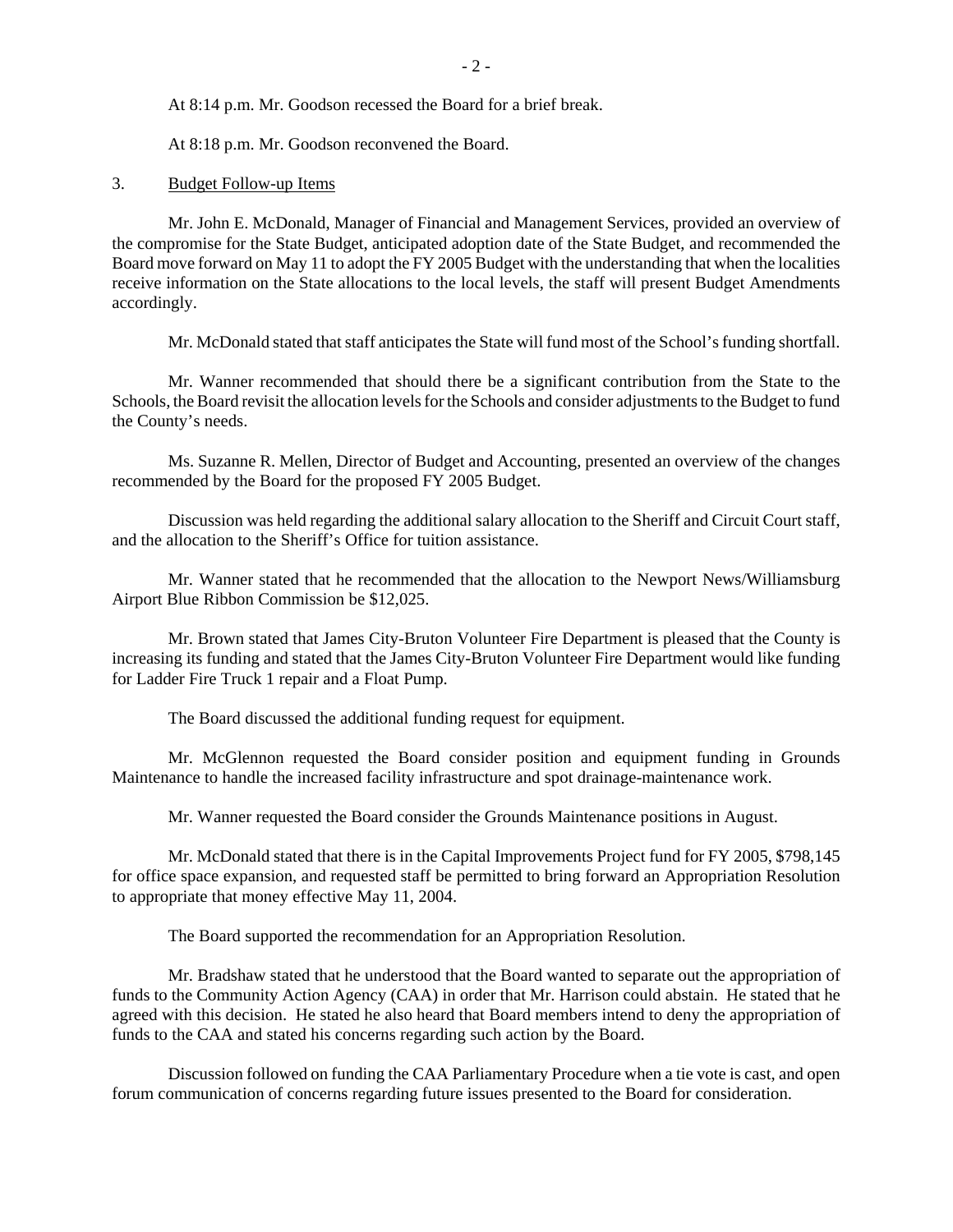At 8:14 p.m. Mr. Goodson recessed the Board for a brief break.

At 8:18 p.m. Mr. Goodson reconvened the Board.

3. Budget Follow-up Items

Mr. John E. McDonald, Manager of Financial and Management Services, provided an overview of the compromise for the State Budget, anticipated adoption date of the State Budget, and recommended the Board move forward on May 11 to adopt the FY 2005 Budget with the understanding that when the localities receive information on the State allocations to the local levels, the staff will present Budget Amendments accordingly.

Mr. McDonald stated that staff anticipates the State will fund most of the School's funding shortfall.

Mr. Wanner recommended that should there be a significant contribution from the State to the Schools, the Board revisit the allocation levels for the Schools and consider adjustments to the Budget to fund the County's needs.

Ms. Suzanne R. Mellen, Director of Budget and Accounting, presented an overview of the changes recommended by the Board for the proposed FY 2005 Budget.

Discussion was held regarding the additional salary allocation to the Sheriff and Circuit Court staff, and the allocation to the Sheriff's Office for tuition assistance.

Mr. Wanner stated that he recommended that the allocation to the Newport News/Williamsburg Airport Blue Ribbon Commission be $12,025.

Mr. Brown stated that James City-Bruton Volunteer Fire Department is pleased that the County is increasing its funding and stated that the James City-Bruton Volunteer Fire Department would like funding for Ladder Fire Truck 1 repair and a Float Pump.

The Board discussed the additional funding request for equipment.

Mr. McGlennon requested the Board consider position and equipment funding in Grounds Maintenance to handle the increased facility infrastructure and spot drainage-maintenance work.

Mr. Wanner requested the Board consider the Grounds Maintenance positions in August.

Mr. McDonald stated that there is in the Capital Improvements Project fund for FY 2005, $798,145 for office space expansion, and requested staff be permitted to bring forward an Appropriation Resolution to appropriate that money effective May 11, 2004.

The Board supported the recommendation for an Appropriation Resolution.

Mr. Bradshaw stated that he understood that the Board wanted to separate out the appropriation of funds to the Community Action Agency (CAA) in order that Mr. Harrison could abstain. He stated that he agreed with this decision. He stated he also heard that Board members intend to deny the appropriation of funds to the CAA and stated his concerns regarding such action by the Board.

Discussion followed on funding the CAA Parliamentary Procedure when a tie vote is cast, and open forum communication of concerns regarding future issues presented to the Board for consideration.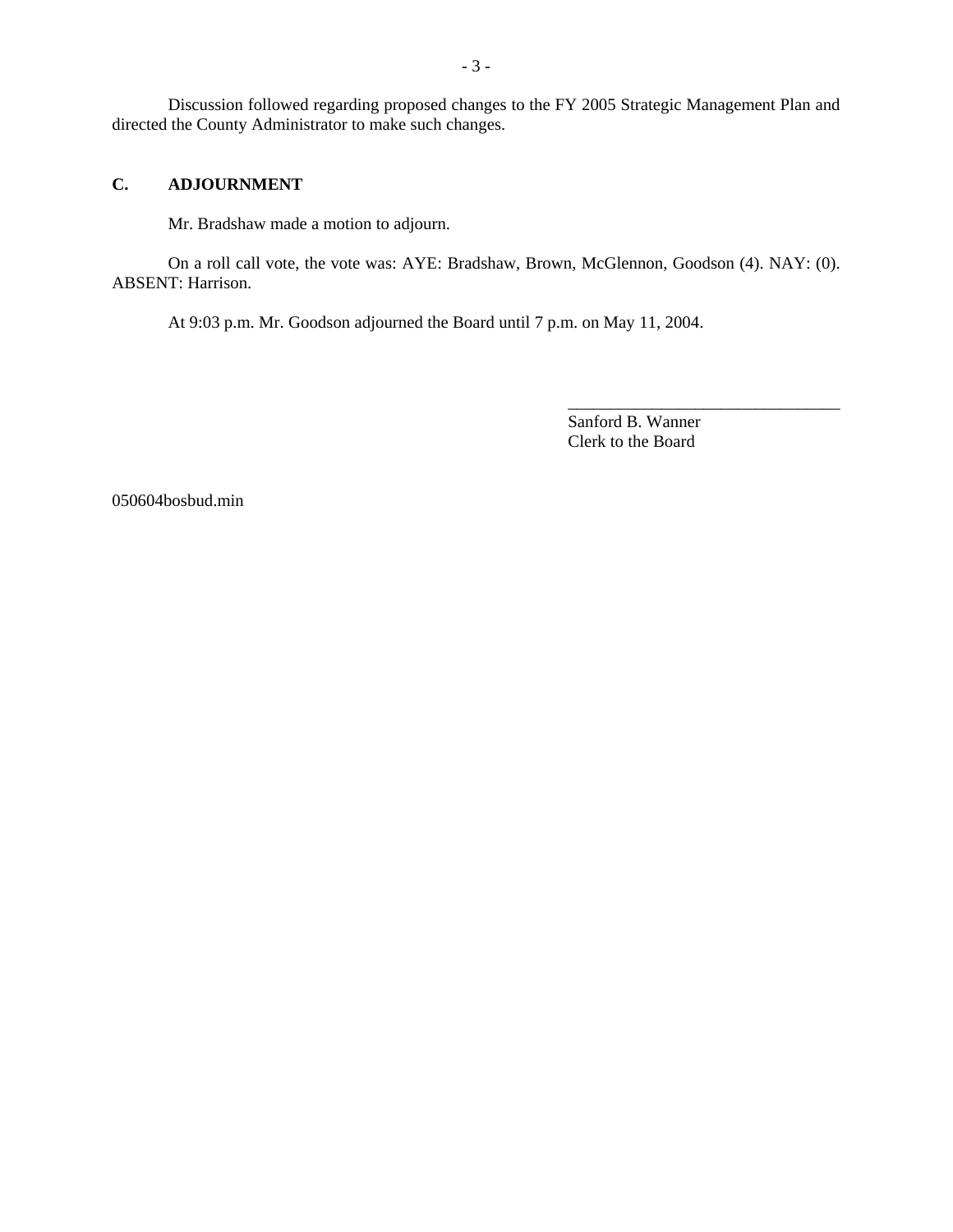Discussion followed regarding proposed changes to the FY 2005 Strategic Management Plan and directed the County Administrator to make such changes.

## C. ADJOURNMENT

Mr. Bradshaw made a motion to adjourn.

On a roll call vote, the vote was: AYE: Bradshaw, Brown, McGlennon, Goodson (4). NAY: (0). ABSENT: Harrison.

At 9:03 p.m. Mr. Goodson adjourned the Board until 7 p.m. on May 11, 2004.

________________________________
Sanford B. Wanner
Clerk to the Board

050604bosbud.min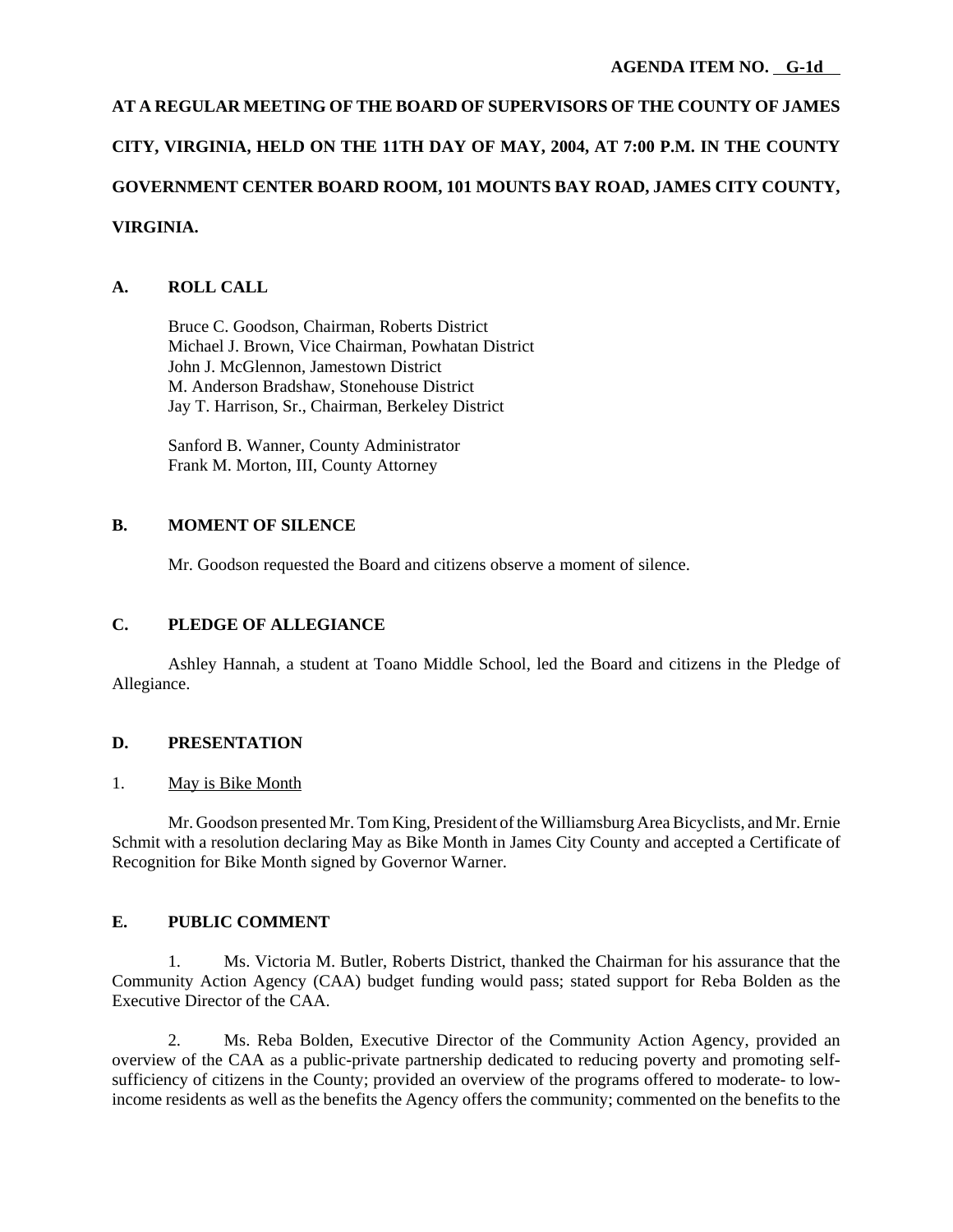**AGENDA ITEM NO. G-1d**

**AT A REGULAR MEETING OF THE BOARD OF SUPERVISORS OF THE COUNTY OF JAMES CITY, VIRGINIA, HELD ON THE 11TH DAY OF MAY, 2004, AT 7:00 P.M. IN THE COUNTY GOVERNMENT CENTER BOARD ROOM, 101 MOUNTS BAY ROAD, JAMES CITY COUNTY, VIRGINIA.**

## A. ROLL CALL

Bruce C. Goodson, Chairman, Roberts District
Michael J. Brown, Vice Chairman, Powhatan District
John J. McGlennon, Jamestown District
M. Anderson Bradshaw, Stonehouse District
Jay T. Harrison, Sr., Chairman, Berkeley District

Sanford B. Wanner, County Administrator
Frank M. Morton, III, County Attorney

## B. MOMENT OF SILENCE

Mr. Goodson requested the Board and citizens observe a moment of silence.

## C. PLEDGE OF ALLEGIANCE

Ashley Hannah, a student at Toano Middle School, led the Board and citizens in the Pledge of Allegiance.

## D. PRESENTATION

1. May is Bike Month

Mr. Goodson presented Mr. Tom King, President of the Williamsburg Area Bicyclists, and Mr. Ernie Schmit with a resolution declaring May as Bike Month in James City County and accepted a Certificate of Recognition for Bike Month signed by Governor Warner.

## E. PUBLIC COMMENT

1. Ms. Victoria M. Butler, Roberts District, thanked the Chairman for his assurance that the Community Action Agency (CAA) budget funding would pass; stated support for Reba Bolden as the Executive Director of the CAA.

2. Ms. Reba Bolden, Executive Director of the Community Action Agency, provided an overview of the CAA as a public-private partnership dedicated to reducing poverty and promoting self-sufficiency of citizens in the County; provided an overview of the programs offered to moderate- to low-income residents as well as the benefits the Agency offers the community; commented on the benefits to the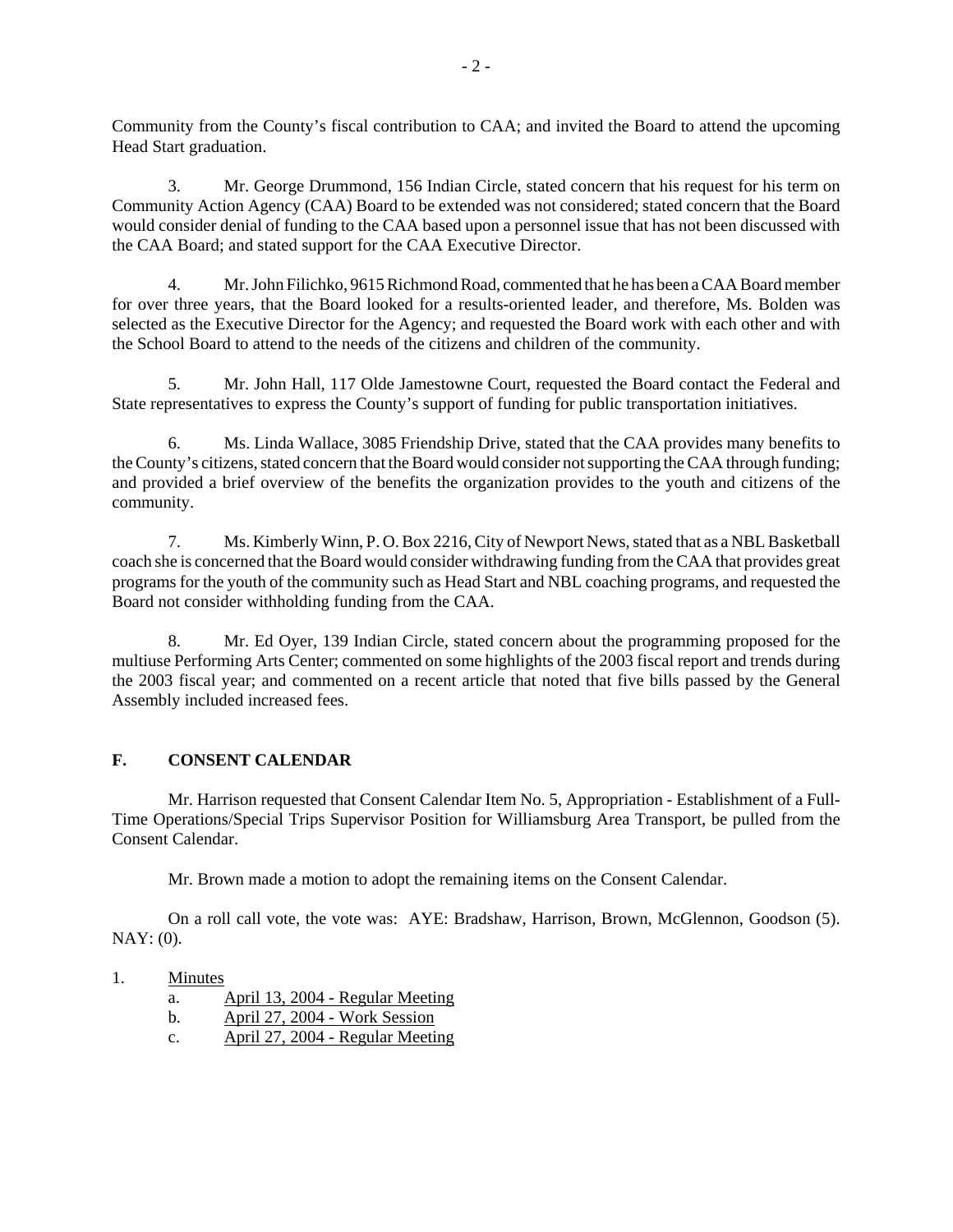Community from the County's fiscal contribution to CAA; and invited the Board to attend the upcoming Head Start graduation.

3. Mr. George Drummond, 156 Indian Circle, stated concern that his request for his term on Community Action Agency (CAA) Board to be extended was not considered; stated concern that the Board would consider denial of funding to the CAA based upon a personnel issue that has not been discussed with the CAA Board; and stated support for the CAA Executive Director.

4. Mr. John Filichko, 9615 Richmond Road, commented that he has been a CAA Board member for over three years, that the Board looked for a results-oriented leader, and therefore, Ms. Bolden was selected as the Executive Director for the Agency; and requested the Board work with each other and with the School Board to attend to the needs of the citizens and children of the community.

5. Mr. John Hall, 117 Olde Jamestowne Court, requested the Board contact the Federal and State representatives to express the County's support of funding for public transportation initiatives.

6. Ms. Linda Wallace, 3085 Friendship Drive, stated that the CAA provides many benefits to the County's citizens, stated concern that the Board would consider not supporting the CAA through funding; and provided a brief overview of the benefits the organization provides to the youth and citizens of the community.

7. Ms. Kimberly Winn, P. O. Box 2216, City of Newport News, stated that as a NBL Basketball coach she is concerned that the Board would consider withdrawing funding from the CAA that provides great programs for the youth of the community such as Head Start and NBL coaching programs, and requested the Board not consider withholding funding from the CAA.

8. Mr. Ed Oyer, 139 Indian Circle, stated concern about the programming proposed for the multiuse Performing Arts Center; commented on some highlights of the 2003 fiscal report and trends during the 2003 fiscal year; and commented on a recent article that noted that five bills passed by the General Assembly included increased fees.

## F. CONSENT CALENDAR

Mr. Harrison requested that Consent Calendar Item No. 5, Appropriation - Establishment of a Full-Time Operations/Special Trips Supervisor Position for Williamsburg Area Transport, be pulled from the Consent Calendar.

Mr. Brown made a motion to adopt the remaining items on the Consent Calendar.

On a roll call vote, the vote was: AYE: Bradshaw, Harrison, Brown, McGlennon, Goodson (5). NAY: (0).

1. Minutes
    a. April 13, 2004 - Regular Meeting
    b. April 27, 2004 - Work Session
    c. April 27, 2004 - Regular Meeting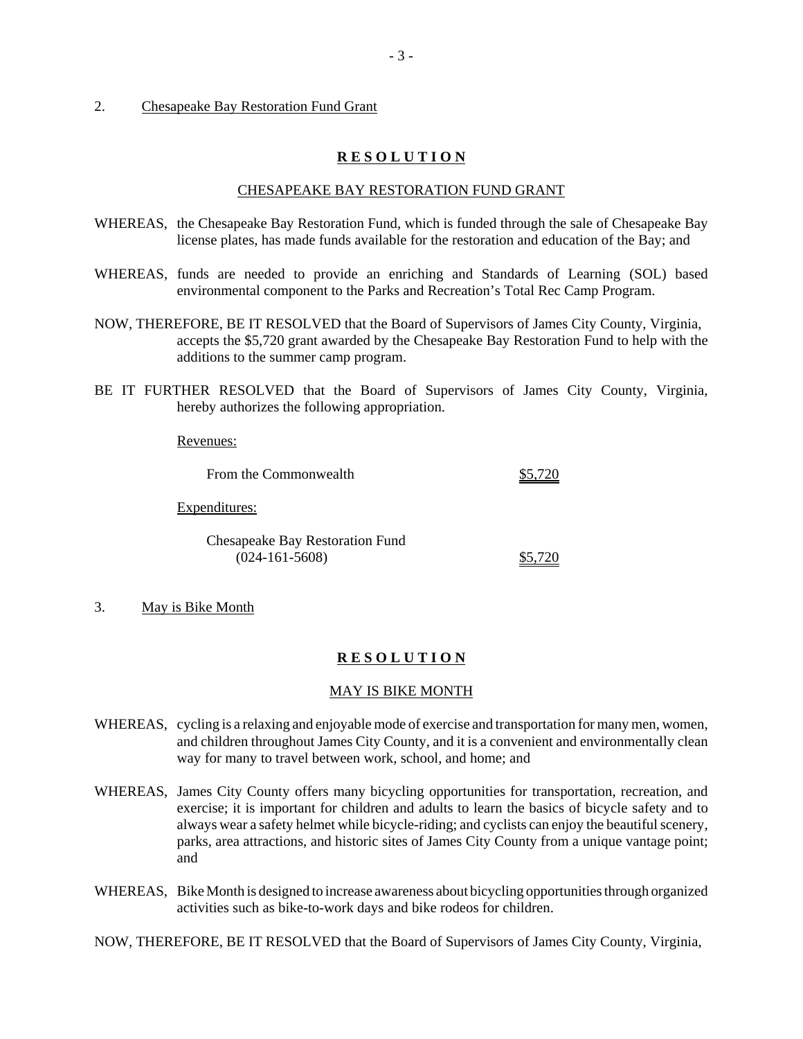2. Chesapeake Bay Restoration Fund Grant

**R E S O L U T I O N**

CHESAPEAKE BAY RESTORATION FUND GRANT

WHEREAS, the Chesapeake Bay Restoration Fund, which is funded through the sale of Chesapeake Bay license plates, has made funds available for the restoration and education of the Bay; and

WHEREAS, funds are needed to provide an enriching and Standards of Learning (SOL) based environmental component to the Parks and Recreation's Total Rec Camp Program.

NOW, THEREFORE, BE IT RESOLVED that the Board of Supervisors of James City County, Virginia, accepts the $5,720 grant awarded by the Chesapeake Bay Restoration Fund to help with the additions to the summer camp program.

BE IT FURTHER RESOLVED that the Board of Supervisors of James City County, Virginia, hereby authorizes the following appropriation.

Revenues:

| | |
|---|---|
| From the Commonwealth | $5,720 |

Expenditures:

| | |
|---|---|
| Chesapeake Bay Restoration Fund (024-161-5608) | $5,720 |

3. May is Bike Month

**R E S O L U T I O N**

MAY IS BIKE MONTH

WHEREAS, cycling is a relaxing and enjoyable mode of exercise and transportation for many men, women, and children throughout James City County, and it is a convenient and environmentally clean way for many to travel between work, school, and home; and

WHEREAS, James City County offers many bicycling opportunities for transportation, recreation, and exercise; it is important for children and adults to learn the basics of bicycle safety and to always wear a safety helmet while bicycle-riding; and cyclists can enjoy the beautiful scenery, parks, area attractions, and historic sites of James City County from a unique vantage point; and

WHEREAS, Bike Month is designed to increase awareness about bicycling opportunities through organized activities such as bike-to-work days and bike rodeos for children.

NOW, THEREFORE, BE IT RESOLVED that the Board of Supervisors of James City County, Virginia,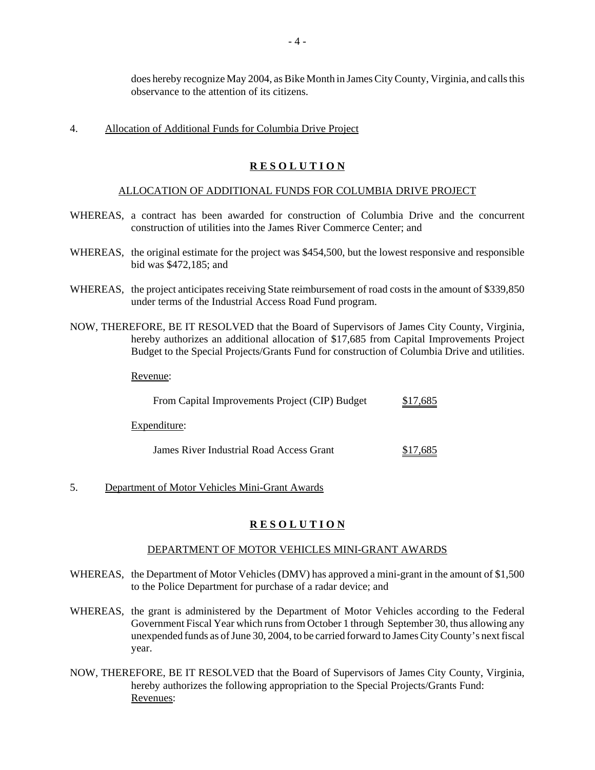does hereby recognize May 2004, as Bike Month in James City County, Virginia, and calls this observation to the attention of its citizens.

4. Allocation of Additional Funds for Columbia Drive Project

**R E S O L U T I O N**

ALLOCATION OF ADDITIONAL FUNDS FOR COLUMBIA DRIVE PROJECT

WHEREAS, a contract has been awarded for construction of Columbia Drive and the concurrent construction of utilities into the James River Commerce Center; and

WHEREAS, the original estimate for the project was $454,500, but the lowest responsive and responsible bid was $472,185; and

WHEREAS, the project anticipates receiving State reimbursement of road costs in the amount of $339,850 under terms of the Industrial Access Road Fund program.

NOW, THEREFORE, BE IT RESOLVED that the Board of Supervisors of James City County, Virginia, hereby authorizes an additional allocation of $17,685 from Capital Improvements Project Budget to the Special Projects/Grants Fund for construction of Columbia Drive and utilities.

Revenue:

| | |
|---|---|
| From Capital Improvements Project (CIP) Budget | $17,685 |

Expenditure:

| | |
|---|---|
| James River Industrial Road Access Grant | $17,685 |

5. Department of Motor Vehicles Mini-Grant Awards

**R E S O L U T I O N**

DEPARTMENT OF MOTOR VEHICLES MINI-GRANT AWARDS

WHEREAS, the Department of Motor Vehicles (DMV) has approved a mini-grant in the amount of $1,500 to the Police Department for purchase of a radar device; and

WHEREAS, the grant is administered by the Department of Motor Vehicles according to the Federal Government Fiscal Year which runs from October 1 through September 30, thus allowing any unexpended funds as of June 30, 2004, to be carried forward to James City County's next fiscal year.

NOW, THEREFORE, BE IT RESOLVED that the Board of Supervisors of James City County, Virginia, hereby authorizes the following appropriation to the Special Projects/Grants Fund:

Revenues: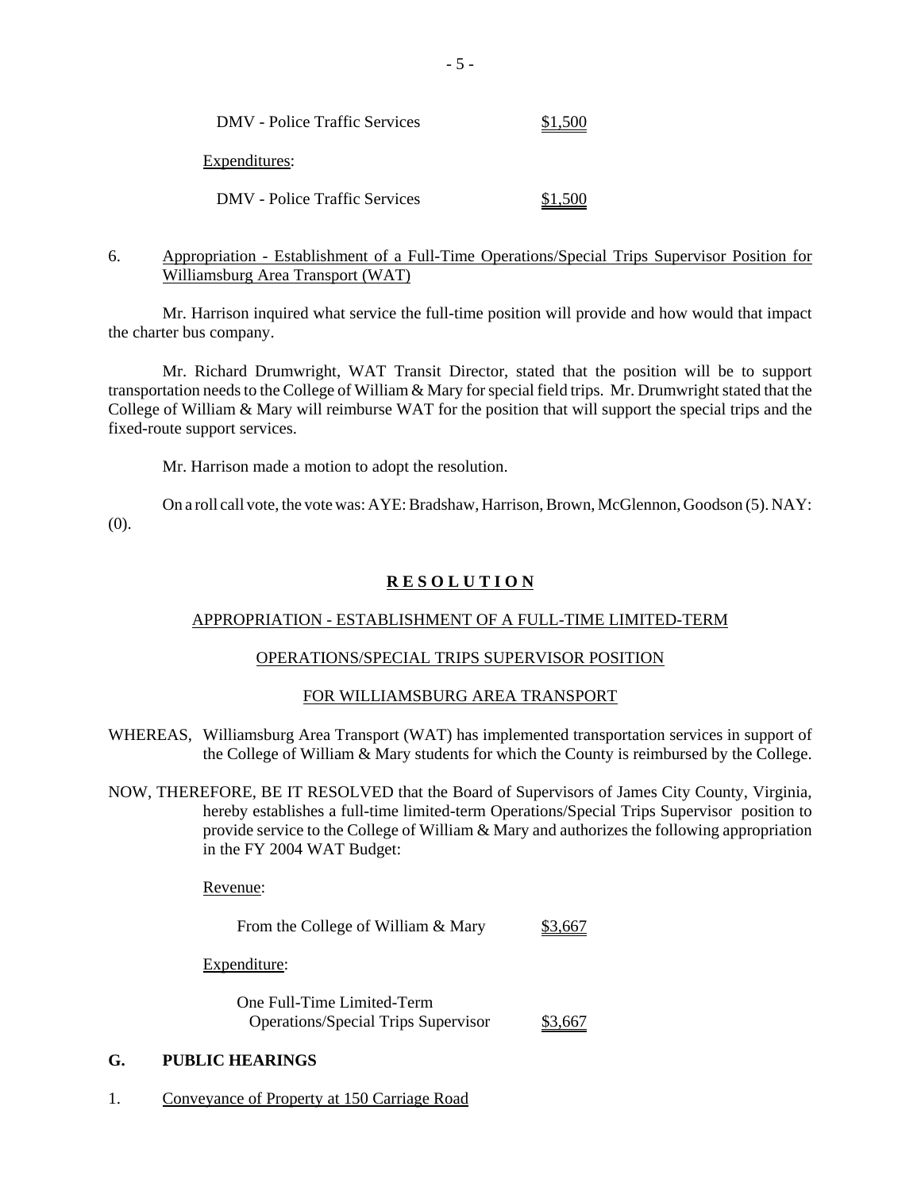| | |
|---|---|
| DMV - Police Traffic Services | $1,500 |

Expenditures:

| | |
|---|---|
| DMV - Police Traffic Services | $1,500 |

6. Appropriation - Establishment of a Full-Time Operations/Special Trips Supervisor Position for Williamsburg Area Transport (WAT)

Mr. Harrison inquired what service the full-time position will provide and how would that impact the charter bus company.

Mr. Richard Drumwright, WAT Transit Director, stated that the position will be to support transportation needs to the College of William & Mary for special field trips. Mr. Drumwright stated that the College of William & Mary will reimburse WAT for the position that will support the special trips and the fixed-route support services.

Mr. Harrison made a motion to adopt the resolution.

On a roll call vote, the vote was: AYE: Bradshaw, Harrison, Brown, McGlennon, Goodson (5). NAY: (0).

**R E S O L U T I O N**

APPROPRIATION - ESTABLISHMENT OF A FULL-TIME LIMITED-TERM

OPERATIONS/SPECIAL TRIPS SUPERVISOR POSITION

FOR WILLIAMSBURG AREA TRANSPORT

WHEREAS, Williamsburg Area Transport (WAT) has implemented transportation services in support of the College of William & Mary students for which the County is reimbursed by the College.

NOW, THEREFORE, BE IT RESOLVED that the Board of Supervisors of James City County, Virginia, hereby establishes a full-time limited-term Operations/Special Trips Supervisor position to provide service to the College of William & Mary and authorizes the following appropriation in the FY 2004 WAT Budget:

Revenue:

| | |
|---|---|
| From the College of William & Mary | $3,667 |

Expenditure:

| | |
|---|---|
| One Full-Time Limited-Term Operations/Special Trips Supervisor | $3,667 |

**G. PUBLIC HEARINGS**

1. Conveyance of Property at 150 Carriage Road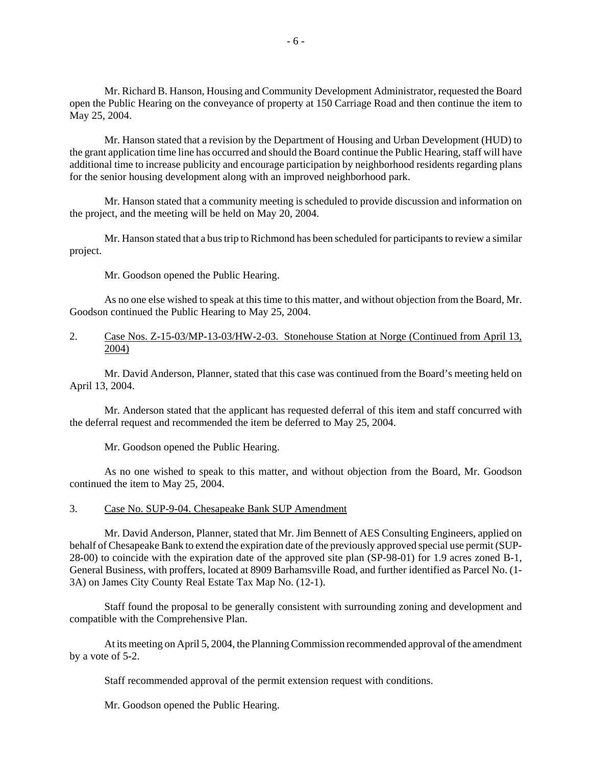Mr. Richard B. Hanson, Housing and Community Development Administrator, requested the Board open the Public Hearing on the conveyance of property at 150 Carriage Road and then continue the item to May 25, 2004.

Mr. Hanson stated that a revision by the Department of Housing and Urban Development (HUD) to the grant application time line has occurred and should the Board continue the Public Hearing, staff will have additional time to increase publicity and encourage participation by neighborhood residents regarding plans for the senior housing development along with an improved neighborhood park.

Mr. Hanson stated that a community meeting is scheduled to provide discussion and information on the project, and the meeting will be held on May 20, 2004.

Mr. Hanson stated that a bus trip to Richmond has been scheduled for participants to review a similar project.

Mr. Goodson opened the Public Hearing.

As no one else wished to speak at this time to this matter, and without objection from the Board, Mr. Goodson continued the Public Hearing to May 25, 2004.

2. Case Nos. Z-15-03/MP-13-03/HW-2-03. Stonehouse Station at Norge (Continued from April 13, 2004)

Mr. David Anderson, Planner, stated that this case was continued from the Board's meeting held on April 13, 2004.

Mr. Anderson stated that the applicant has requested deferral of this item and staff concurred with the deferral request and recommended the item be deferred to May 25, 2004.

Mr. Goodson opened the Public Hearing.

As no one wished to speak to this matter, and without objection from the Board, Mr. Goodson continued the item to May 25, 2004.

3. Case No. SUP-9-04. Chesapeake Bank SUP Amendment

Mr. David Anderson, Planner, stated that Mr. Jim Bennett of AES Consulting Engineers, applied on behalf of Chesapeake Bank to extend the expiration date of the previously approved special use permit (SUP-28-00) to coincide with the expiration date of the approved site plan (SP-98-01) for 1.9 acres zoned B-1, General Business, with proffers, located at 8909 Barhamsville Road, and further identified as Parcel No. (1-3A) on James City County Real Estate Tax Map No. (12-1).

Staff found the proposal to be generally consistent with surrounding zoning and development and compatible with the Comprehensive Plan.

At its meeting on April 5, 2004, the Planning Commission recommended approval of the amendment by a vote of 5-2.

Staff recommended approval of the permit extension request with conditions.

Mr. Goodson opened the Public Hearing.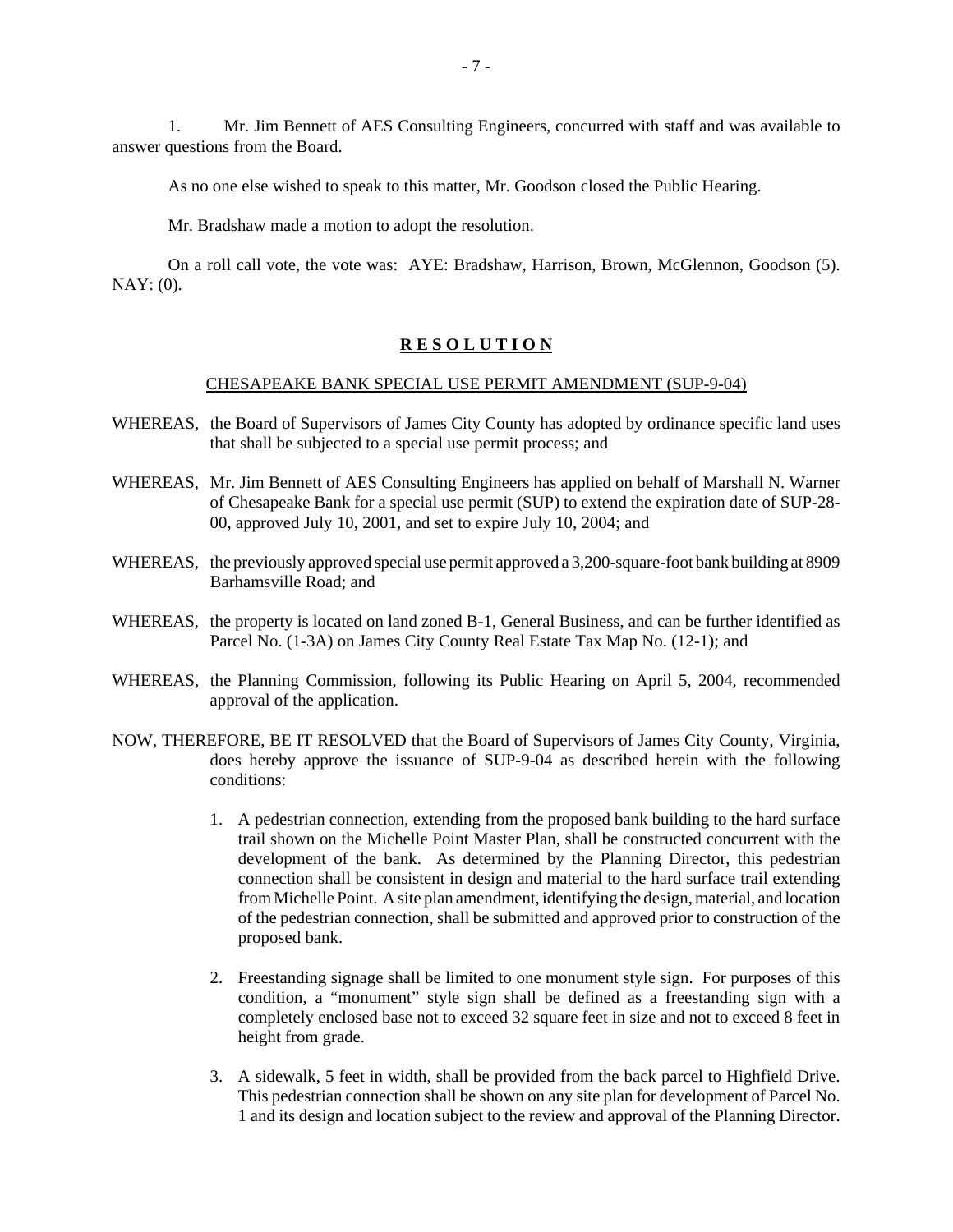1. Mr. Jim Bennett of AES Consulting Engineers, concurred with staff and was available to answer questions from the Board.

As no one else wished to speak to this matter, Mr. Goodson closed the Public Hearing.

Mr. Bradshaw made a motion to adopt the resolution.

On a roll call vote, the vote was: AYE: Bradshaw, Harrison, Brown, McGlennon, Goodson (5). NAY: (0).

## **R E S O L U T I O N**

CHESAPEAKE BANK SPECIAL USE PERMIT AMENDMENT (SUP-9-04)

WHEREAS, the Board of Supervisors of James City County has adopted by ordinance specific land uses that shall be subjected to a special use permit process; and

WHEREAS, Mr. Jim Bennett of AES Consulting Engineers has applied on behalf of Marshall N. Warner of Chesapeake Bank for a special use permit (SUP) to extend the expiration date of SUP-28-00, approved July 10, 2001, and set to expire July 10, 2004; and

WHEREAS, the previously approved special use permit approved a 3,200-square-foot bank building at 8909 Barhamsville Road; and

WHEREAS, the property is located on land zoned B-1, General Business, and can be further identified as Parcel No. (1-3A) on James City County Real Estate Tax Map No. (12-1); and

WHEREAS, the Planning Commission, following its Public Hearing on April 5, 2004, recommended approval of the application.

NOW, THEREFORE, BE IT RESOLVED that the Board of Supervisors of James City County, Virginia, does hereby approve the issuance of SUP-9-04 as described herein with the following conditions:

1. A pedestrian connection, extending from the proposed bank building to the hard surface trail shown on the Michelle Point Master Plan, shall be constructed concurrent with the development of the bank. As determined by the Planning Director, this pedestrian connection shall be consistent in design and material to the hard surface trail extending from Michelle Point. A site plan amendment, identifying the design, material, and location of the pedestrian connection, shall be submitted and approved prior to construction of the proposed bank.

2. Freestanding signage shall be limited to one monument style sign. For purposes of this condition, a "monument" style sign shall be defined as a freestanding sign with a completely enclosed base not to exceed 32 square feet in size and not to exceed 8 feet in height from grade.

3. A sidewalk, 5 feet in width, shall be provided from the back parcel to Highfield Drive. This pedestrian connection shall be shown on any site plan for development of Parcel No. 1 and its design and location subject to the review and approval of the Planning Director.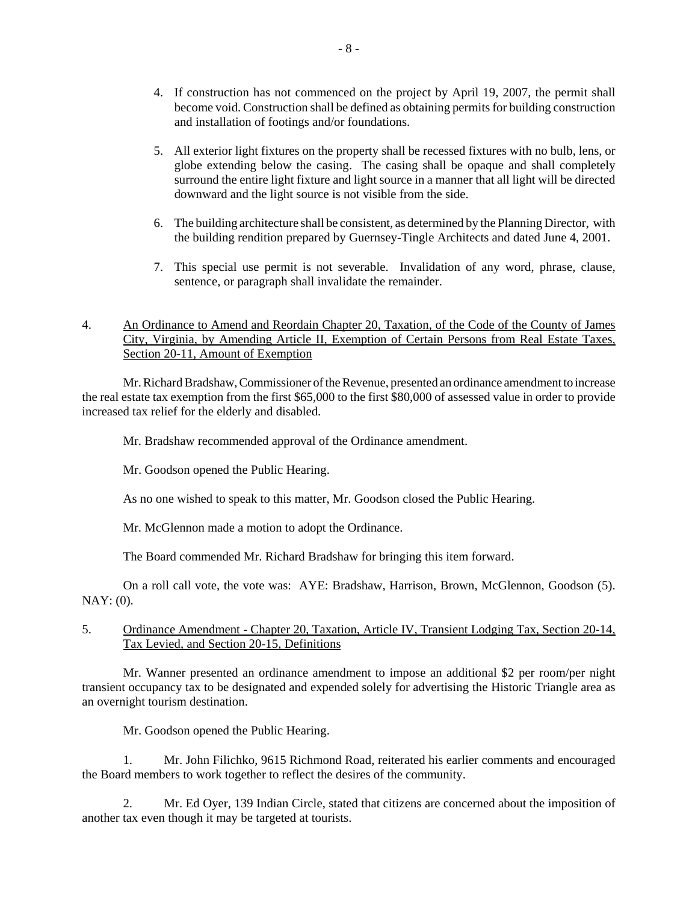4. If construction has not commenced on the project by April 19, 2007, the permit shall become void. Construction shall be defined as obtaining permits for building construction and installation of footings and/or foundations.

5. All exterior light fixtures on the property shall be recessed fixtures with no bulb, lens, or globe extending below the casing. The casing shall be opaque and shall completely surround the entire light fixture and light source in a manner that all light will be directed downward and the light source is not visible from the side.

6. The building architecture shall be consistent, as determined by the Planning Director, with the building rendition prepared by Guernsey-Tingle Architects and dated June 4, 2001.

7. This special use permit is not severable. Invalidation of any word, phrase, clause, sentence, or paragraph shall invalidate the remainder.

4. <u>An Ordinance to Amend and Reordain Chapter 20, Taxation, of the Code of the County of James City, Virginia, by Amending Article II, Exemption of Certain Persons from Real Estate Taxes, Section 20-11, Amount of Exemption</u>

Mr. Richard Bradshaw, Commissioner of the Revenue, presented an ordinance amendment to increase the real estate tax exemption from the first $65,000 to the first $80,000 of assessed value in order to provide increased tax relief for the elderly and disabled.

Mr. Bradshaw recommended approval of the Ordinance amendment.

Mr. Goodson opened the Public Hearing.

As no one wished to speak to this matter, Mr. Goodson closed the Public Hearing.

Mr. McGlennon made a motion to adopt the Ordinance.

The Board commended Mr. Richard Bradshaw for bringing this item forward.

On a roll call vote, the vote was: AYE: Bradshaw, Harrison, Brown, McGlennon, Goodson (5). NAY: (0).

5. <u>Ordinance Amendment - Chapter 20, Taxation, Article IV, Transient Lodging Tax, Section 20-14, Tax Levied, and Section 20-15, Definitions</u>

Mr. Wanner presented an ordinance amendment to impose an additional $2 per room/per night transient occupancy tax to be designated and expended solely for advertising the Historic Triangle area as an overnight tourism destination.

Mr. Goodson opened the Public Hearing.

1. Mr. John Filichko, 9615 Richmond Road, reiterated his earlier comments and encouraged the Board members to work together to reflect the desires of the community.

2. Mr. Ed Oyer, 139 Indian Circle, stated that citizens are concerned about the imposition of another tax even though it may be targeted at tourists.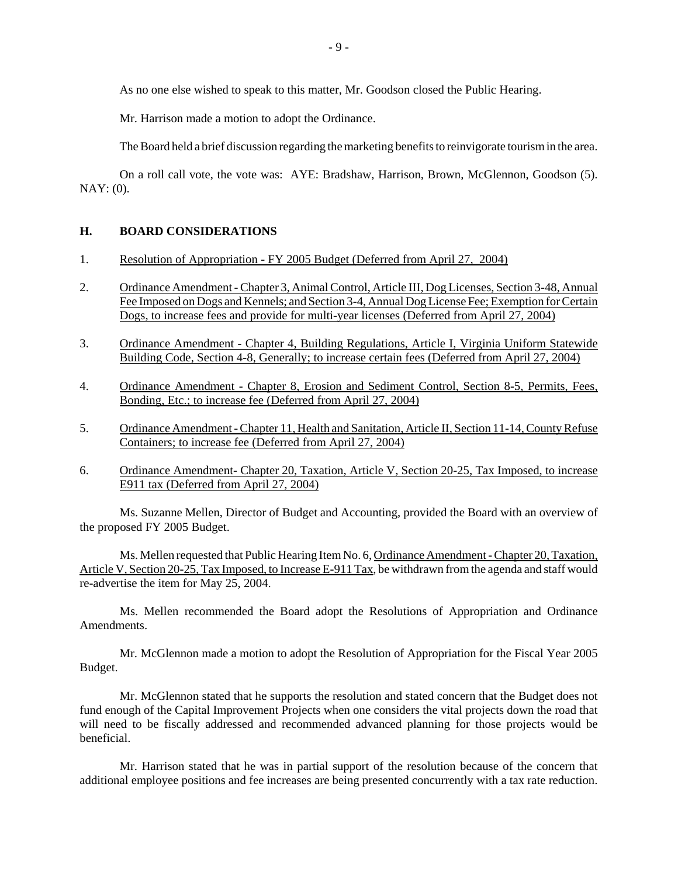As no one else wished to speak to this matter, Mr. Goodson closed the Public Hearing.

Mr. Harrison made a motion to adopt the Ordinance.

The Board held a brief discussion regarding the marketing benefits to reinvigorate tourism in the area.

On a roll call vote, the vote was: AYE: Bradshaw, Harrison, Brown, McGlennon, Goodson (5). NAY: (0).

## H. BOARD CONSIDERATIONS

1. Resolution of Appropriation - FY 2005 Budget (Deferred from April 27, 2004)

2. Ordinance Amendment - Chapter 3, Animal Control, Article III, Dog Licenses, Section 3-48, Annual Fee Imposed on Dogs and Kennels; and Section 3-4, Annual Dog License Fee; Exemption for Certain Dogs, to increase fees and provide for multi-year licenses (Deferred from April 27, 2004)

3. Ordinance Amendment - Chapter 4, Building Regulations, Article I, Virginia Uniform Statewide Building Code, Section 4-8, Generally; to increase certain fees (Deferred from April 27, 2004)

4. Ordinance Amendment - Chapter 8, Erosion and Sediment Control, Section 8-5, Permits, Fees, Bonding, Etc.; to increase fee (Deferred from April 27, 2004)

5. Ordinance Amendment - Chapter 11, Health and Sanitation, Article II, Section 11-14, County Refuse Containers; to increase fee (Deferred from April 27, 2004)

6. Ordinance Amendment- Chapter 20, Taxation, Article V, Section 20-25, Tax Imposed, to increase E911 tax (Deferred from April 27, 2004)

Ms. Suzanne Mellen, Director of Budget and Accounting, provided the Board with an overview of the proposed FY 2005 Budget.

Ms. Mellen requested that Public Hearing Item No. 6, Ordinance Amendment - Chapter 20, Taxation, Article V, Section 20-25, Tax Imposed, to Increase E-911 Tax, be withdrawn from the agenda and staff would re-advertise the item for May 25, 2004.

Ms. Mellen recommended the Board adopt the Resolutions of Appropriation and Ordinance Amendments.

Mr. McGlennon made a motion to adopt the Resolution of Appropriation for the Fiscal Year 2005 Budget.

Mr. McGlennon stated that he supports the resolution and stated concern that the Budget does not fund enough of the Capital Improvement Projects when one considers the vital projects down the road that will need to be fiscally addressed and recommended advanced planning for those projects would be beneficial.

Mr. Harrison stated that he was in partial support of the resolution because of the concern that additional employee positions and fee increases are being presented concurrently with a tax rate reduction.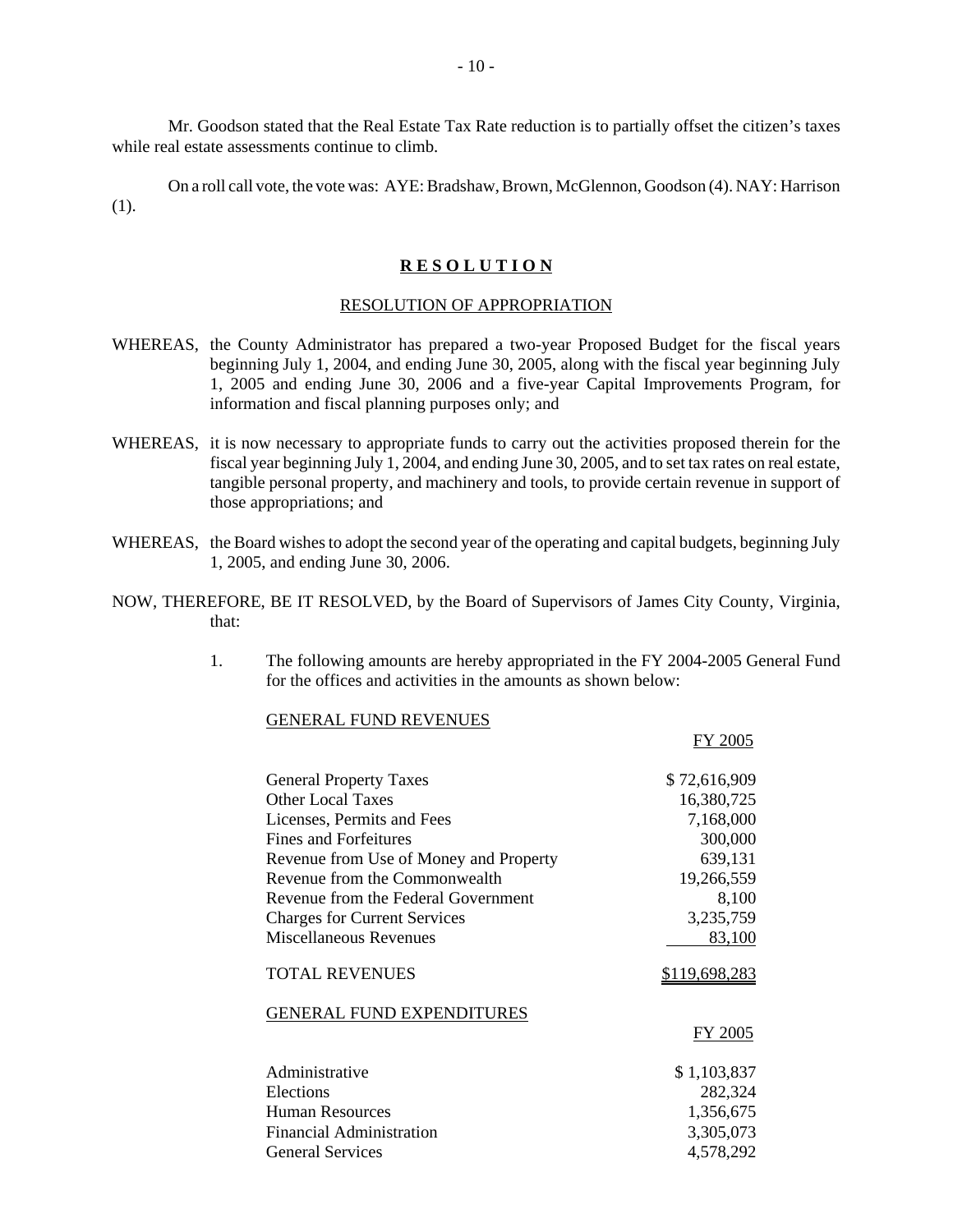Mr. Goodson stated that the Real Estate Tax Rate reduction is to partially offset the citizen's taxes while real estate assessments continue to climb.

On a roll call vote, the vote was: AYE: Bradshaw, Brown, McGlennon, Goodson (4). NAY: Harrison (1).

## **R E S O L U T I O N**

RESOLUTION OF APPROPRIATION

WHEREAS, the County Administrator has prepared a two-year Proposed Budget for the fiscal years beginning July 1, 2004, and ending June 30, 2005, along with the fiscal year beginning July 1, 2005 and ending June 30, 2006 and a five-year Capital Improvements Program, for information and fiscal planning purposes only; and

WHEREAS, it is now necessary to appropriate funds to carry out the activities proposed therein for the fiscal year beginning July 1, 2004, and ending June 30, 2005, and to set tax rates on real estate, tangible personal property, and machinery and tools, to provide certain revenue in support of those appropriations; and

WHEREAS, the Board wishes to adopt the second year of the operating and capital budgets, beginning July 1, 2005, and ending June 30, 2006.

NOW, THEREFORE, BE IT RESOLVED, by the Board of Supervisors of James City County, Virginia, that:

1. The following amounts are hereby appropriated in the FY 2004-2005 General Fund for the offices and activities in the amounts as shown below:

GENERAL FUND REVENUES

| | FY 2005 |
|---|---|
| General Property Taxes | $ 72,616,909 |
| Other Local Taxes | 16,380,725 |
| Licenses, Permits and Fees | 7,168,000 |
| Fines and Forfeitures | 300,000 |
| Revenue from Use of Money and Property | 639,131 |
| Revenue from the Commonwealth | 19,266,559 |
| Revenue from the Federal Government | 8,100 |
| Charges for Current Services | 3,235,759 |
| Miscellaneous Revenues | 83,100 |
| TOTAL REVENUES | $119,698,283 |

GENERAL FUND EXPENDITURES

| | FY 2005 |
|---|---|
| Administrative | $ 1,103,837 |
| Elections | 282,324 |
| Human Resources | 1,356,675 |
| Financial Administration | 3,305,073 |
| General Services | 4,578,292 |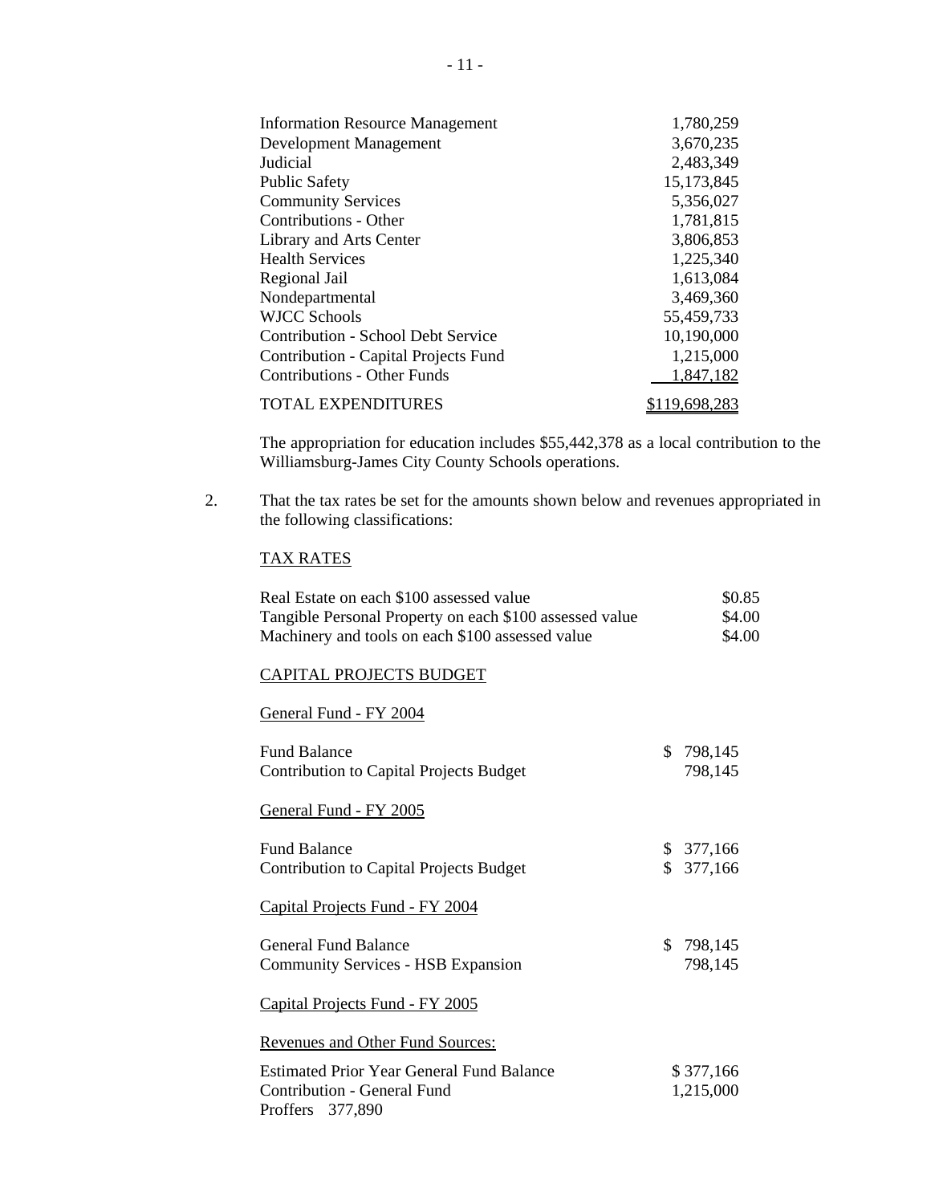| | |
|---|---|
| Information Resource Management | 1,780,259 |
| Development Management | 3,670,235 |
| Judicial | 2,483,349 |
| Public Safety | 15,173,845 |
| Community Services | 5,356,027 |
| Contributions - Other | 1,781,815 |
| Library and Arts Center | 3,806,853 |
| Health Services | 1,225,340 |
| Regional Jail | 1,613,084 |
| Nondepartmental | 3,469,360 |
| WJCC Schools | 55,459,733 |
| Contribution - School Debt Service | 10,190,000 |
| Contribution - Capital Projects Fund | 1,215,000 |
| Contributions - Other Funds | 1,847,182 |
| TOTAL EXPENDITURES | $119,698,283 |

The appropriation for education includes $55,442,378 as a local contribution to the Williamsburg-James City County Schools operations.

2. That the tax rates be set for the amounts shown below and revenues appropriated in the following classifications:

<u>TAX RATES</u>

| | |
|---|---|
| Real Estate on each $100 assessed value | $0.85 |
| Tangible Personal Property on each $100 assessed value | $4.00 |
| Machinery and tools on each $100 assessed value | $4.00 |

<u>CAPITAL PROJECTS BUDGET</u>

<u>General Fund - FY 2004</u>

| | |
|---|---|
| Fund Balance | $ 798,145 |
| Contribution to Capital Projects Budget | 798,145 |

<u>General Fund - FY 2005</u>

| | |
|---|---|
| Fund Balance | $ 377,166 |
| Contribution to Capital Projects Budget | $ 377,166 |

<u>Capital Projects Fund - FY 2004</u>

| | |
|---|---|
| General Fund Balance | $ 798,145 |
| Community Services - HSB Expansion | 798,145 |

<u>Capital Projects Fund - FY 2005</u>

<u>Revenues and Other Fund Sources:</u>

| | |
|---|---|
| Estimated Prior Year General Fund Balance | $ 377,166 |
| Contribution - General Fund | 1,215,000 |

Proffers 377,890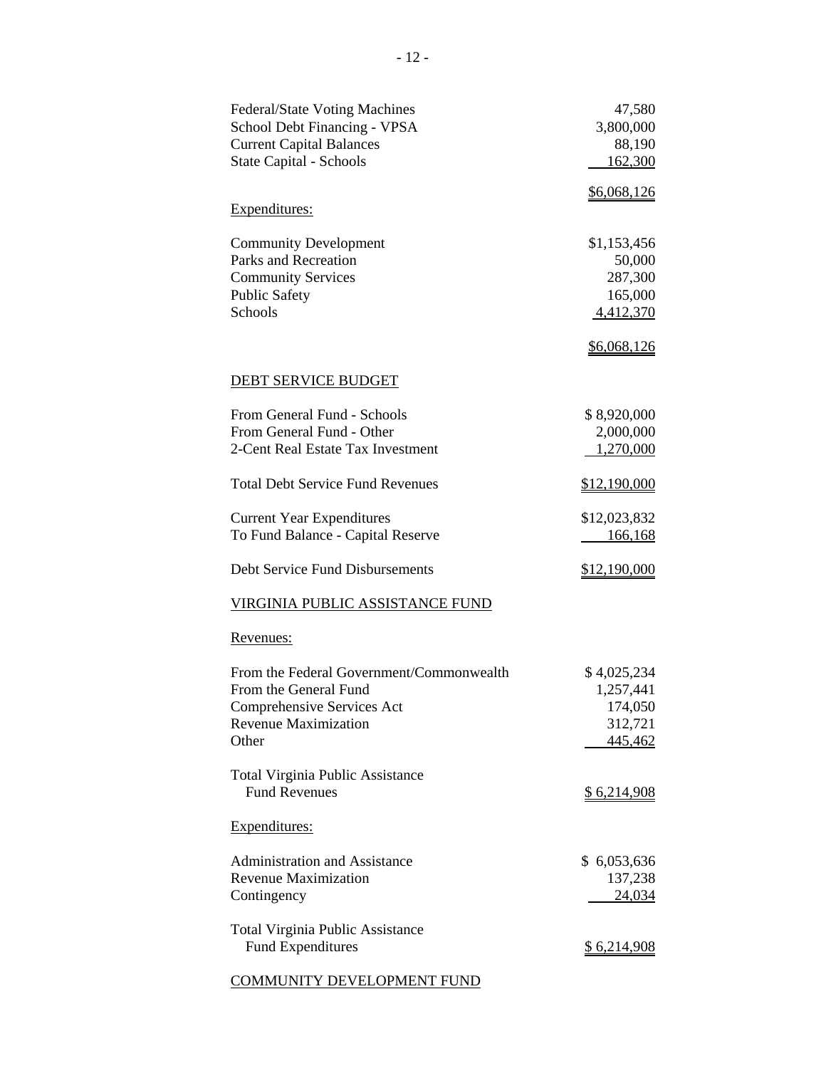| | |
|---|---|
| Federal/State Voting Machines | 47,580 |
| School Debt Financing - VPSA | 3,800,000 |
| Current Capital Balances | 88,190 |
| State Capital - Schools | 162,300 |
| | $6,068,126 |

Expenditures:

| | |
|---|---|
| Community Development | $1,153,456 |
| Parks and Recreation | 50,000 |
| Community Services | 287,300 |
| Public Safety | 165,000 |
| Schools | 4,412,370 |
| | $6,068,126 |

DEBT SERVICE BUDGET

| | |
|---|---|
| From General Fund - Schools | $ 8,920,000 |
| From General Fund - Other | 2,000,000 |
| 2-Cent Real Estate Tax Investment | 1,270,000 |
| Total Debt Service Fund Revenues | $12,190,000 |
| Current Year Expenditures | $12,023,832 |
| To Fund Balance - Capital Reserve | 166,168 |
| Debt Service Fund Disbursements | $12,190,000 |

VIRGINIA PUBLIC ASSISTANCE FUND

Revenues:

| | |
|---|---|
| From the Federal Government/Commonwealth | $ 4,025,234 |
| From the General Fund | 1,257,441 |
| Comprehensive Services Act | 174,050 |
| Revenue Maximization | 312,721 |
| Other | 445,462 |
| Total Virginia Public Assistance Fund Revenues | $ 6,214,908 |

Expenditures:

| | |
|---|---|
| Administration and Assistance | $ 6,053,636 |
| Revenue Maximization | 137,238 |
| Contingency | 24,034 |
| Total Virginia Public Assistance Fund Expenditures | $ 6,214,908 |

COMMUNITY DEVELOPMENT FUND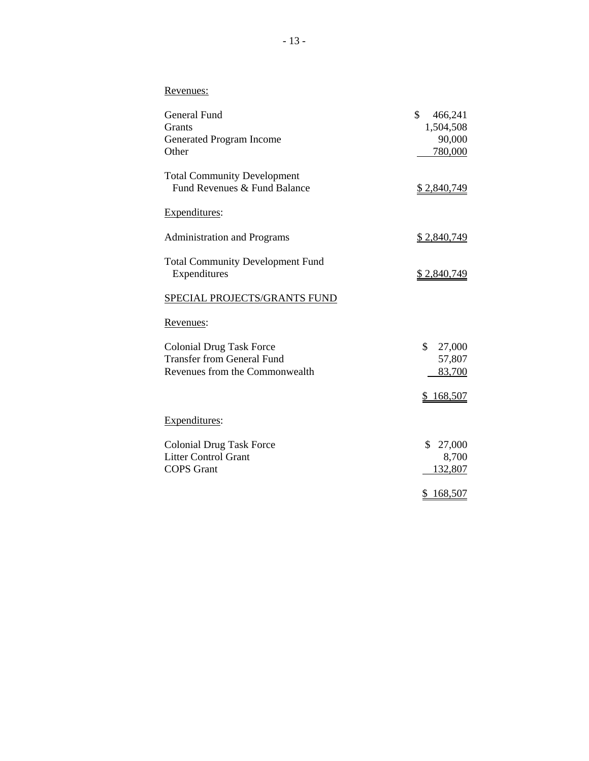Revenues:

| | |
|---|---:|
| General Fund | $ 466,241 |
| Grants | 1,504,508 |
| Generated Program Income | 90,000 |
| Other | 780,000 |
| Total Community Development Fund Revenues & Fund Balance | $ 2,840,749 |

Expenditures:

| | |
|---|---:|
| Administration and Programs | $ 2,840,749 |
| Total Community Development Fund Expenditures | $ 2,840,749 |

SPECIAL PROJECTS/GRANTS FUND

Revenues:

| | |
|---|---:|
| Colonial Drug Task Force | $ 27,000 |
| Transfer from General Fund | 57,807 |
| Revenues from the Commonwealth | 83,700 |
| | $ 168,507 |

Expenditures:

| | |
|---|---:|
| Colonial Drug Task Force | $ 27,000 |
| Litter Control Grant | 8,700 |
| COPS Grant | 132,807 |
| | $ 168,507 |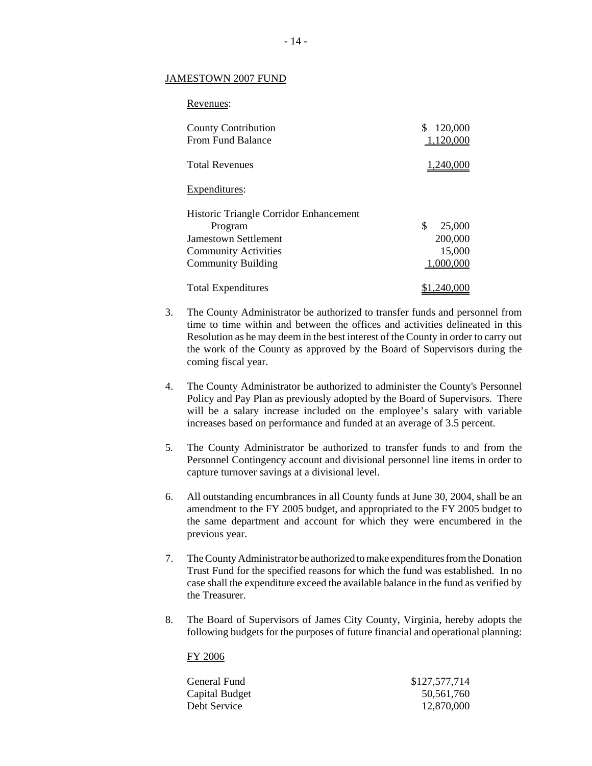JAMESTOWN 2007 FUND

Revenues:

| | |
|---|---|
| County Contribution | $ 120,000 |
| From Fund Balance | 1,120,000 |
| Total Revenues | 1,240,000 |

Expenditures:

| | |
|---|---|
| Historic Triangle Corridor Enhancement Program | $ 25,000 |
| Jamestown Settlement | 200,000 |
| Community Activities | 15,000 |
| Community Building | 1,000,000 |
| Total Expenditures | $1,240,000 |

3. The County Administrator be authorized to transfer funds and personnel from time to time within and between the offices and activities delineated in this Resolution as he may deem in the best interest of the County in order to carry out the work of the County as approved by the Board of Supervisors during the coming fiscal year.

4. The County Administrator be authorized to administer the County's Personnel Policy and Pay Plan as previously adopted by the Board of Supervisors. There will be a salary increase included on the employee's salary with variable increases based on performance and funded at an average of 3.5 percent.

5. The County Administrator be authorized to transfer funds to and from the Personnel Contingency account and divisional personnel line items in order to capture turnover savings at a divisional level.

6. All outstanding encumbrances in all County funds at June 30, 2004, shall be an amendment to the FY 2005 budget, and appropriated to the FY 2005 budget to the same department and account for which they were encumbered in the previous year.

7. The County Administrator be authorized to make expenditures from the Donation Trust Fund for the specified reasons for which the fund was established. In no case shall the expenditure exceed the available balance in the fund as verified by the Treasurer.

8. The Board of Supervisors of James City County, Virginia, hereby adopts the following budgets for the purposes of future financial and operational planning:

FY 2006

| | |
|---|---|
| General Fund | $127,577,714 |
| Capital Budget | 50,561,760 |
| Debt Service | 12,870,000 |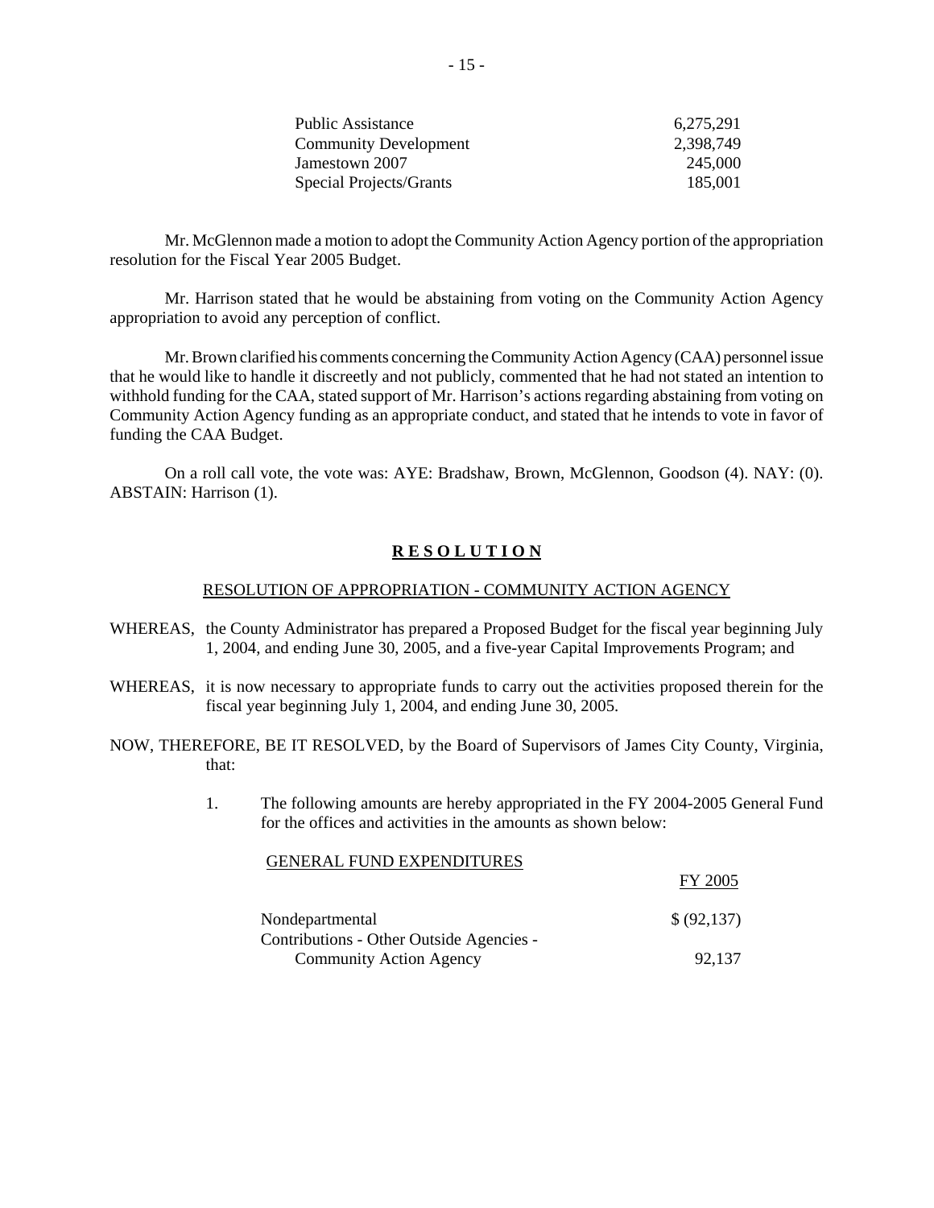| | |
|---|---|
| Public Assistance | 6,275,291 |
| Community Development | 2,398,749 |
| Jamestown 2007 | 245,000 |
| Special Projects/Grants | 185,001 |

Mr. McGlennon made a motion to adopt the Community Action Agency portion of the appropriation resolution for the Fiscal Year 2005 Budget.

Mr. Harrison stated that he would be abstaining from voting on the Community Action Agency appropriation to avoid any perception of conflict.

Mr. Brown clarified his comments concerning the Community Action Agency (CAA) personnel issue that he would like to handle it discreetly and not publicly, commented that he had not stated an intention to withhold funding for the CAA, stated support of Mr. Harrison's actions regarding abstaining from voting on Community Action Agency funding as an appropriate conduct, and stated that he intends to vote in favor of funding the CAA Budget.

On a roll call vote, the vote was: AYE: Bradshaw, Brown, McGlennon, Goodson (4). NAY: (0). ABSTAIN: Harrison (1).

**R E S O L U T I O N**

RESOLUTION OF APPROPRIATION - COMMUNITY ACTION AGENCY

WHEREAS, the County Administrator has prepared a Proposed Budget for the fiscal year beginning July 1, 2004, and ending June 30, 2005, and a five-year Capital Improvements Program; and

WHEREAS, it is now necessary to appropriate funds to carry out the activities proposed therein for the fiscal year beginning July 1, 2004, and ending June 30, 2005.

NOW, THEREFORE, BE IT RESOLVED, by the Board of Supervisors of James City County, Virginia, that:

1. The following amounts are hereby appropriated in the FY 2004-2005 General Fund for the offices and activities in the amounts as shown below:

| GENERAL FUND EXPENDITURES | FY 2005 |
|---|---|
| Nondepartmental | $ (92,137) |
| Contributions - Other Outside Agencies - Community Action Agency | 92,137 |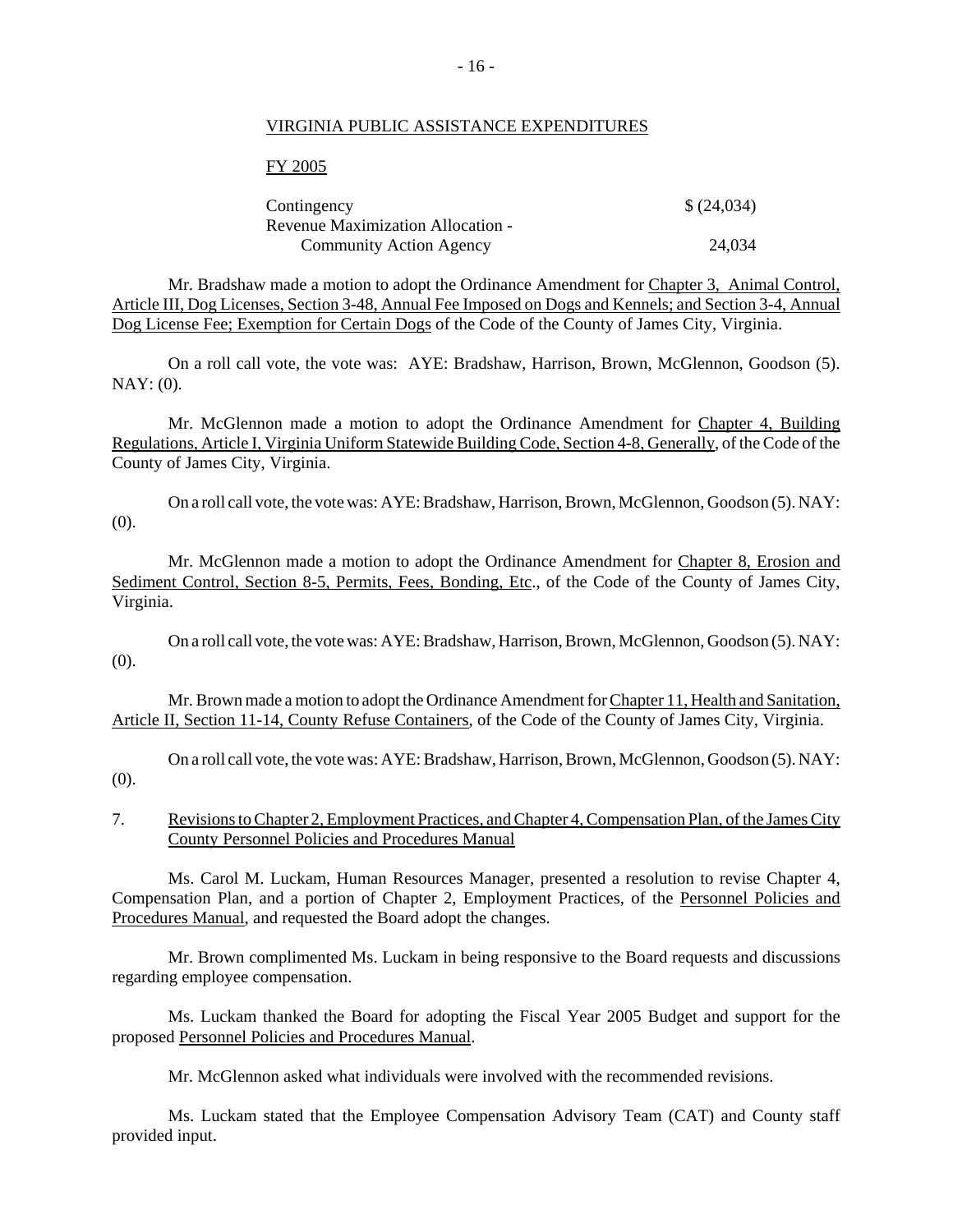VIRGINIA PUBLIC ASSISTANCE EXPENDITURES

FY 2005

| | |
|---|---|
| Contingency | $ (24,034) |
| Revenue Maximization Allocation - Community Action Agency | 24,034 |

Mr. Bradshaw made a motion to adopt the Ordinance Amendment for Chapter 3, Animal Control, Article III, Dog Licenses, Section 3-48, Annual Fee Imposed on Dogs and Kennels; and Section 3-4, Annual Dog License Fee; Exemption for Certain Dogs of the Code of the County of James City, Virginia.

On a roll call vote, the vote was: AYE: Bradshaw, Harrison, Brown, McGlennon, Goodson (5). NAY: (0).

Mr. McGlennon made a motion to adopt the Ordinance Amendment for Chapter 4, Building Regulations, Article I, Virginia Uniform Statewide Building Code, Section 4-8, Generally, of the Code of the County of James City, Virginia.

On a roll call vote, the vote was: AYE: Bradshaw, Harrison, Brown, McGlennon, Goodson (5). NAY: (0).

Mr. McGlennon made a motion to adopt the Ordinance Amendment for Chapter 8, Erosion and Sediment Control, Section 8-5, Permits, Fees, Bonding, Etc., of the Code of the County of James City, Virginia.

On a roll call vote, the vote was: AYE: Bradshaw, Harrison, Brown, McGlennon, Goodson (5). NAY: (0).

Mr. Brown made a motion to adopt the Ordinance Amendment for Chapter 11, Health and Sanitation, Article II, Section 11-14, County Refuse Containers, of the Code of the County of James City, Virginia.

On a roll call vote, the vote was: AYE: Bradshaw, Harrison, Brown, McGlennon, Goodson (5). NAY: (0).

7. Revisions to Chapter 2, Employment Practices, and Chapter 4, Compensation Plan, of the James City County Personnel Policies and Procedures Manual

Ms. Carol M. Luckam, Human Resources Manager, presented a resolution to revise Chapter 4, Compensation Plan, and a portion of Chapter 2, Employment Practices, of the Personnel Policies and Procedures Manual, and requested the Board adopt the changes.

Mr. Brown complimented Ms. Luckam in being responsive to the Board requests and discussions regarding employee compensation.

Ms. Luckam thanked the Board for adopting the Fiscal Year 2005 Budget and support for the proposed Personnel Policies and Procedures Manual.

Mr. McGlennon asked what individuals were involved with the recommended revisions.

Ms. Luckam stated that the Employee Compensation Advisory Team (CAT) and County staff provided input.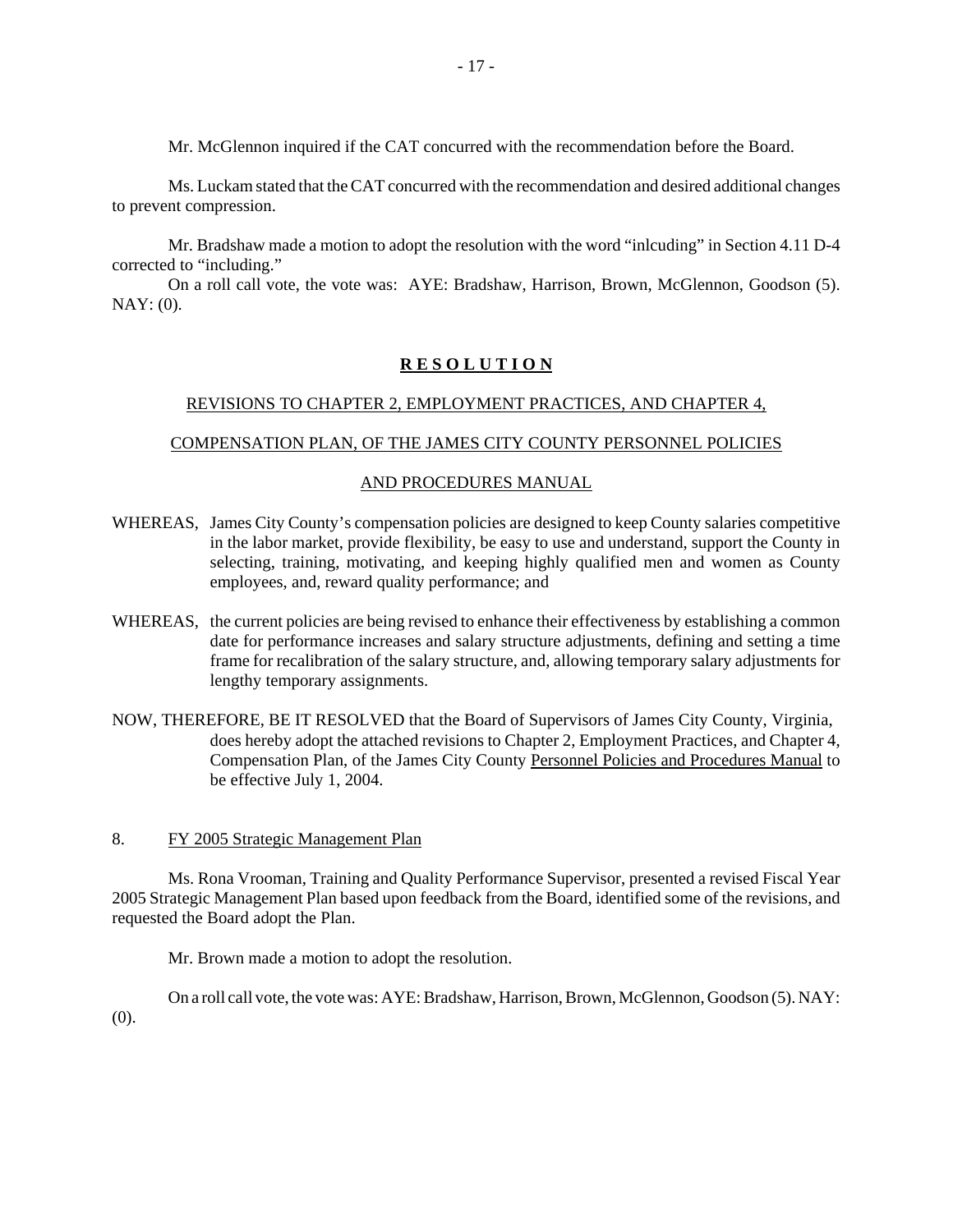Mr. McGlennon inquired if the CAT concurred with the recommendation before the Board.

Ms. Luckam stated that the CAT concurred with the recommendation and desired additional changes to prevent compression.

Mr. Bradshaw made a motion to adopt the resolution with the word "inlcuding" in Section 4.11 D-4 corrected to "including."

On a roll call vote, the vote was: AYE: Bradshaw, Harrison, Brown, McGlennon, Goodson (5). NAY: (0).

## **R E S O L U T I O N**

REVISIONS TO CHAPTER 2, EMPLOYMENT PRACTICES, AND CHAPTER 4,

COMPENSATION PLAN, OF THE JAMES CITY COUNTY PERSONNEL POLICIES

AND PROCEDURES MANUAL

WHEREAS, James City County's compensation policies are designed to keep County salaries competitive in the labor market, provide flexibility, be easy to use and understand, support the County in selecting, training, motivating, and keeping highly qualified men and women as County employees, and, reward quality performance; and

WHEREAS, the current policies are being revised to enhance their effectiveness by establishing a common date for performance increases and salary structure adjustments, defining and setting a time frame for recalibration of the salary structure, and, allowing temporary salary adjustments for lengthy temporary assignments.

NOW, THEREFORE, BE IT RESOLVED that the Board of Supervisors of James City County, Virginia, does hereby adopt the attached revisions to Chapter 2, Employment Practices, and Chapter 4, Compensation Plan, of the James City County Personnel Policies and Procedures Manual to be effective July 1, 2004.

8. FY 2005 Strategic Management Plan

Ms. Rona Vrooman, Training and Quality Performance Supervisor, presented a revised Fiscal Year 2005 Strategic Management Plan based upon feedback from the Board, identified some of the revisions, and requested the Board adopt the Plan.

Mr. Brown made a motion to adopt the resolution.

On a roll call vote, the vote was: AYE: Bradshaw, Harrison, Brown, McGlennon, Goodson (5). NAY: (0).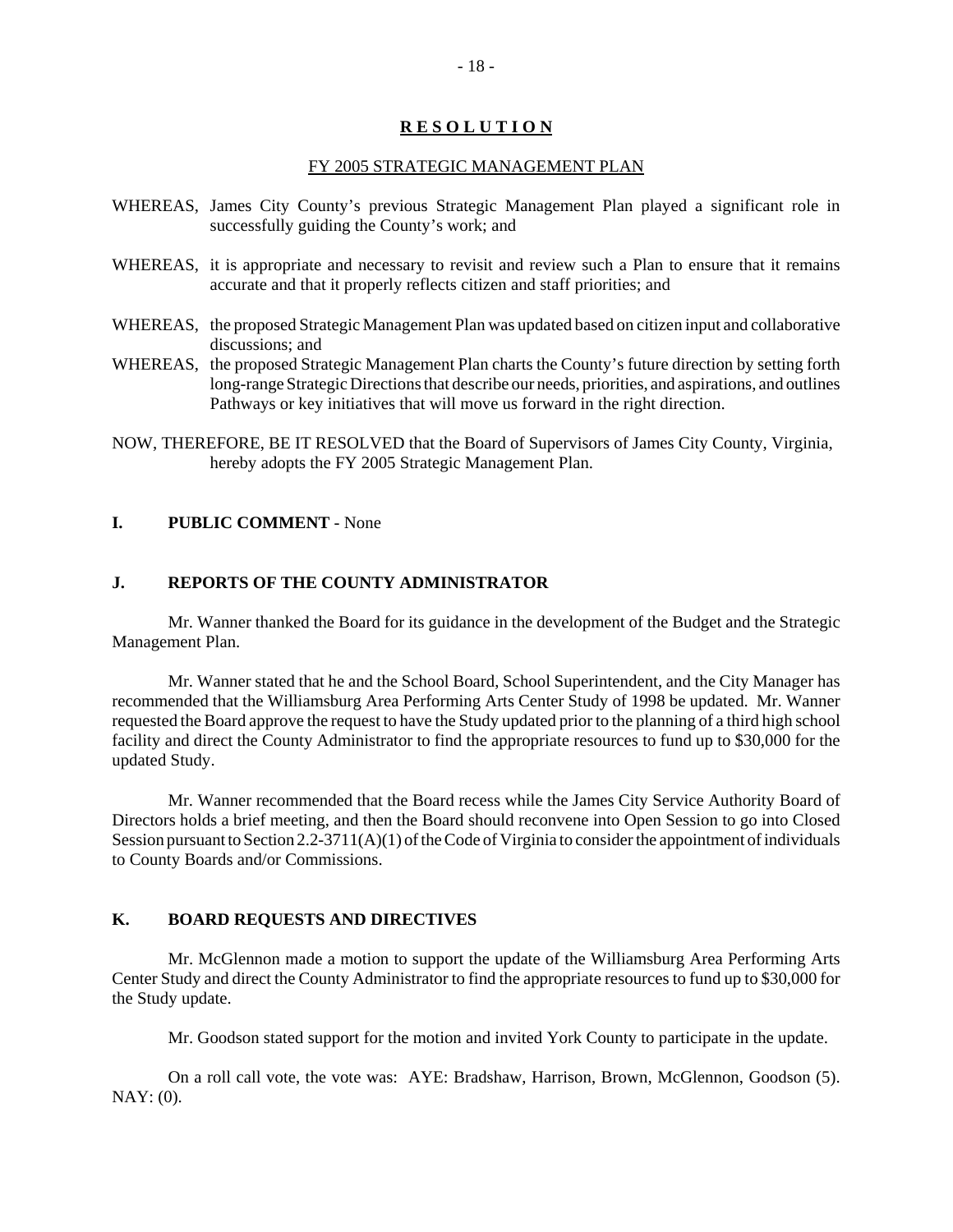## R E S O L U T I O N

FY 2005 STRATEGIC MANAGEMENT PLAN

WHEREAS, James City County's previous Strategic Management Plan played a significant role in successfully guiding the County's work; and

WHEREAS, it is appropriate and necessary to revisit and review such a Plan to ensure that it remains accurate and that it properly reflects citizen and staff priorities; and

WHEREAS, the proposed Strategic Management Plan was updated based on citizen input and collaborative discussions; and

WHEREAS, the proposed Strategic Management Plan charts the County's future direction by setting forth long-range Strategic Directions that describe our needs, priorities, and aspirations, and outlines Pathways or key initiatives that will move us forward in the right direction.

NOW, THEREFORE, BE IT RESOLVED that the Board of Supervisors of James City County, Virginia, hereby adopts the FY 2005 Strategic Management Plan.

### I. PUBLIC COMMENT - None

### J. REPORTS OF THE COUNTY ADMINISTRATOR

Mr. Wanner thanked the Board for its guidance in the development of the Budget and the Strategic Management Plan.

Mr. Wanner stated that he and the School Board, School Superintendent, and the City Manager has recommended that the Williamsburg Area Performing Arts Center Study of 1998 be updated. Mr. Wanner requested the Board approve the request to have the Study updated prior to the planning of a third high school facility and direct the County Administrator to find the appropriate resources to fund up to $30,000 for the updated Study.

Mr. Wanner recommended that the Board recess while the James City Service Authority Board of Directors holds a brief meeting, and then the Board should reconvene into Open Session to go into Closed Session pursuant to Section 2.2-3711(A)(1) of the Code of Virginia to consider the appointment of individuals to County Boards and/or Commissions.

### K. BOARD REQUESTS AND DIRECTIVES

Mr. McGlennon made a motion to support the update of the Williamsburg Area Performing Arts Center Study and direct the County Administrator to find the appropriate resources to fund up to $30,000 for the Study update.

Mr. Goodson stated support for the motion and invited York County to participate in the update.

On a roll call vote, the vote was: AYE: Bradshaw, Harrison, Brown, McGlennon, Goodson (5). NAY: (0).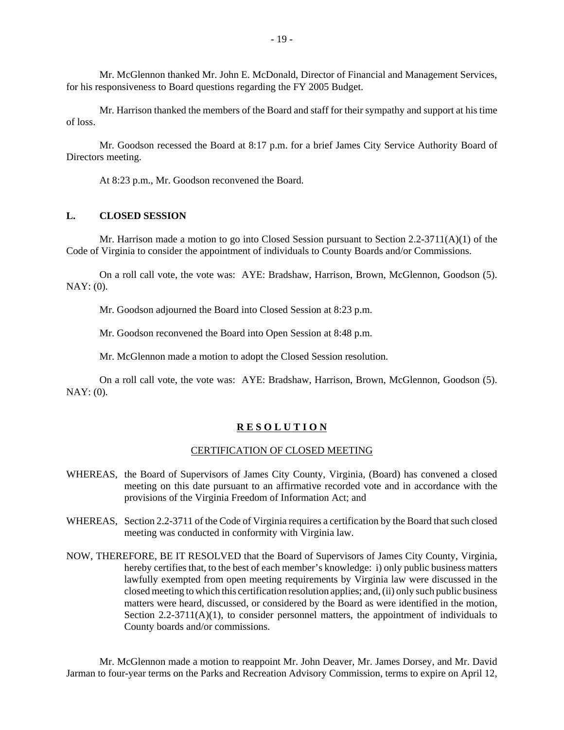Mr. McGlennon thanked Mr. John E. McDonald, Director of Financial and Management Services, for his responsiveness to Board questions regarding the FY 2005 Budget.

Mr. Harrison thanked the members of the Board and staff for their sympathy and support at his time of loss.

Mr. Goodson recessed the Board at 8:17 p.m. for a brief James City Service Authority Board of Directors meeting.

At 8:23 p.m., Mr. Goodson reconvened the Board.

**L. CLOSED SESSION**

Mr. Harrison made a motion to go into Closed Session pursuant to Section 2.2-3711(A)(1) of the Code of Virginia to consider the appointment of individuals to County Boards and/or Commissions.

On a roll call vote, the vote was: AYE: Bradshaw, Harrison, Brown, McGlennon, Goodson (5). NAY: (0).

Mr. Goodson adjourned the Board into Closed Session at 8:23 p.m.

Mr. Goodson reconvened the Board into Open Session at 8:48 p.m.

Mr. McGlennon made a motion to adopt the Closed Session resolution.

On a roll call vote, the vote was: AYE: Bradshaw, Harrison, Brown, McGlennon, Goodson (5). NAY: (0).

**R E S O L U T I O N**

CERTIFICATION OF CLOSED MEETING

WHEREAS, the Board of Supervisors of James City County, Virginia, (Board) has convened a closed meeting on this date pursuant to an affirmative recorded vote and in accordance with the provisions of the Virginia Freedom of Information Act; and

WHEREAS, Section 2.2-3711 of the Code of Virginia requires a certification by the Board that such closed meeting was conducted in conformity with Virginia law.

NOW, THEREFORE, BE IT RESOLVED that the Board of Supervisors of James City County, Virginia, hereby certifies that, to the best of each member's knowledge: i) only public business matters lawfully exempted from open meeting requirements by Virginia law were discussed in the closed meeting to which this certification resolution applies; and, (ii) only such public business matters were heard, discussed, or considered by the Board as were identified in the motion, Section 2.2-3711(A)(1), to consider personnel matters, the appointment of individuals to County boards and/or commissions.

Mr. McGlennon made a motion to reappoint Mr. John Deaver, Mr. James Dorsey, and Mr. David Jarman to four-year terms on the Parks and Recreation Advisory Commission, terms to expire on April 12,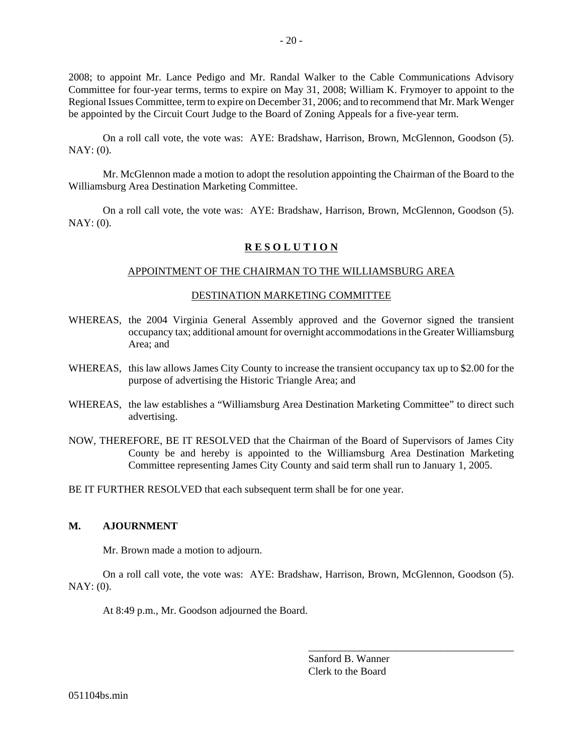2008; to appoint Mr. Lance Pedigo and Mr. Randal Walker to the Cable Communications Advisory Committee for four-year terms, terms to expire on May 31, 2008; William K. Frymoyer to appoint to the Regional Issues Committee, term to expire on December 31, 2006; and to recommend that Mr. Mark Wenger be appointed by the Circuit Court Judge to the Board of Zoning Appeals for a five-year term.

On a roll call vote, the vote was: AYE: Bradshaw, Harrison, Brown, McGlennon, Goodson (5). NAY: (0).

Mr. McGlennon made a motion to adopt the resolution appointing the Chairman of the Board to the Williamsburg Area Destination Marketing Committee.

On a roll call vote, the vote was: AYE: Bradshaw, Harrison, Brown, McGlennon, Goodson (5). NAY: (0).

**R E S O L U T I O N**

APPOINTMENT OF THE CHAIRMAN TO THE WILLIAMSBURG AREA

DESTINATION MARKETING COMMITTEE

WHEREAS, the 2004 Virginia General Assembly approved and the Governor signed the transient occupancy tax; additional amount for overnight accommodations in the Greater Williamsburg Area; and

WHEREAS, this law allows James City County to increase the transient occupancy tax up to $2.00 for the purpose of advertising the Historic Triangle Area; and

WHEREAS, the law establishes a "Williamsburg Area Destination Marketing Committee" to direct such advertising.

NOW, THEREFORE, BE IT RESOLVED that the Chairman of the Board of Supervisors of James City County be and hereby is appointed to the Williamsburg Area Destination Marketing Committee representing James City County and said term shall run to January 1, 2005.

BE IT FURTHER RESOLVED that each subsequent term shall be for one year.

### M. AJOURNMENT

Mr. Brown made a motion to adjourn.

On a roll call vote, the vote was: AYE: Bradshaw, Harrison, Brown, McGlennon, Goodson (5). NAY: (0).

At 8:49 p.m., Mr. Goodson adjourned the Board.

\_\_\_\_\_\_\_\_\_\_\_\_\_\_\_\_\_\_\_\_\_\_\_\_\_\_\_\_\_\_\_\_\_\_\_\_\_\_\_\_

Sanford B. Wanner
Clerk to the Board

051104bs.min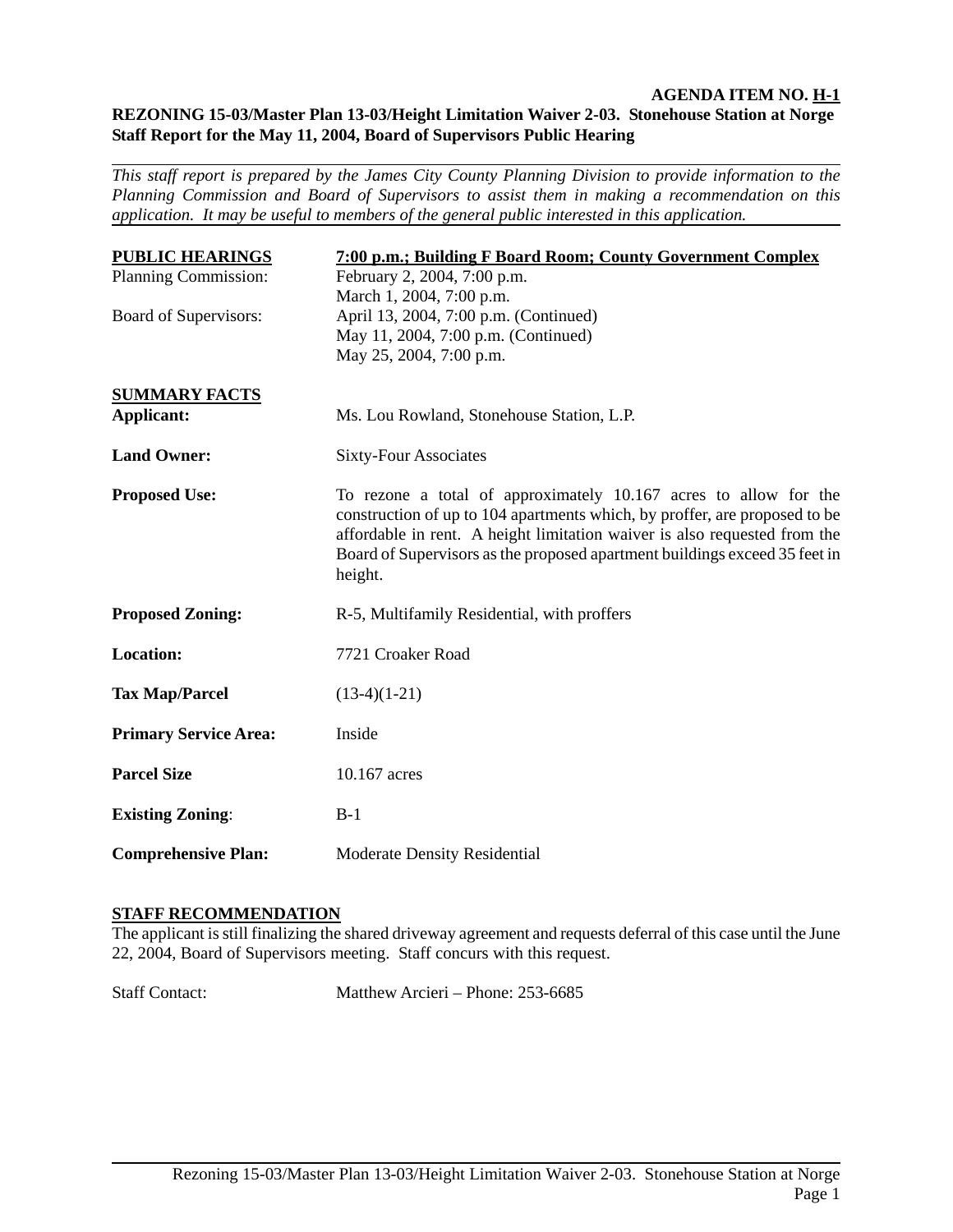**AGENDA ITEM NO. H-1**

**REZONING 15-03/Master Plan 13-03/Height Limitation Waiver 2-03. Stonehouse Station at Norge Staff Report for the May 11, 2004, Board of Supervisors Public Hearing**

*This staff report is prepared by the James City County Planning Division to provide information to the Planning Commission and Board of Supervisors to assist them in making a recommendation on this application. It may be useful to members of the general public interested in this application.*

| **PUBLIC HEARINGS** | **7:00 p.m.; Building F Board Room; County Government Complex** |
|---|---|
| Planning Commission: | February 2, 2004, 7:00 p.m.<br>March 1, 2004, 7:00 p.m. |
| Board of Supervisors: | April 13, 2004, 7:00 p.m. (Continued)<br>May 11, 2004, 7:00 p.m. (Continued)<br>May 25, 2004, 7:00 p.m. |

**SUMMARY FACTS**

| | |
|---|---|
| **Applicant:** | Ms. Lou Rowland, Stonehouse Station, L.P. |
| **Land Owner:** | Sixty-Four Associates |
| **Proposed Use:** | To rezone a total of approximately 10.167 acres to allow for the construction of up to 104 apartments which, by proffer, are proposed to be affordable in rent. A height limitation waiver is also requested from the Board of Supervisors as the proposed apartment buildings exceed 35 feet in height. |
| **Proposed Zoning:** | R-5, Multifamily Residential, with proffers |
| **Location:** | 7721 Croaker Road |
| **Tax Map/Parcel** | (13-4)(1-21) |
| **Primary Service Area:** | Inside |
| **Parcel Size** | 10.167 acres |
| **Existing Zoning**: | B-1 |
| **Comprehensive Plan:** | Moderate Density Residential |

**STAFF RECOMMENDATION**

The applicant is still finalizing the shared driveway agreement and requests deferral of this case until the June 22, 2004, Board of Supervisors meeting. Staff concurs with this request.

Staff Contact: Matthew Arcieri – Phone: 253-6685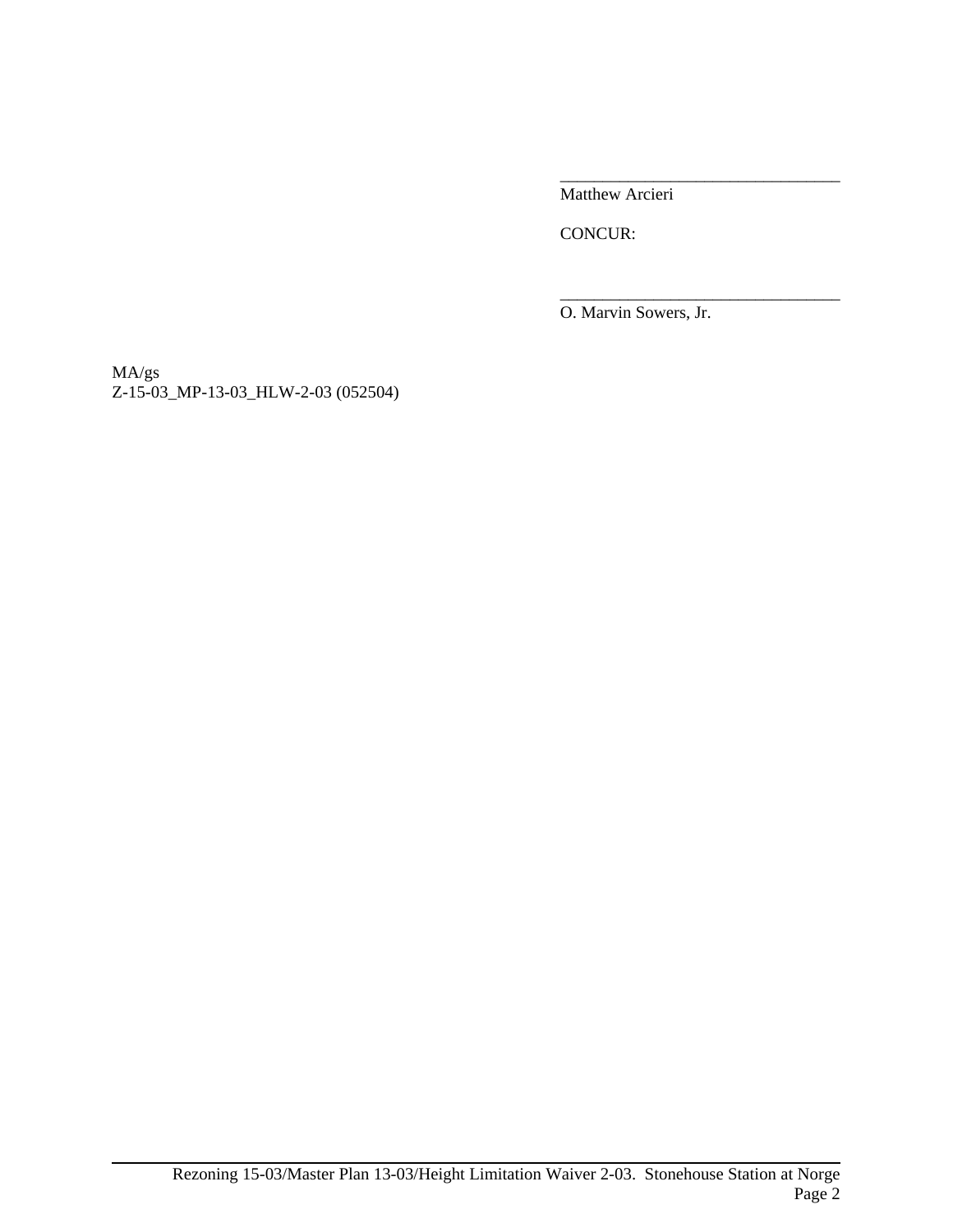_________________________________
Matthew Arcieri

CONCUR:

_________________________________
O. Marvin Sowers, Jr.

MA/gs
Z-15-03_MP-13-03_HLW-2-03 (052504)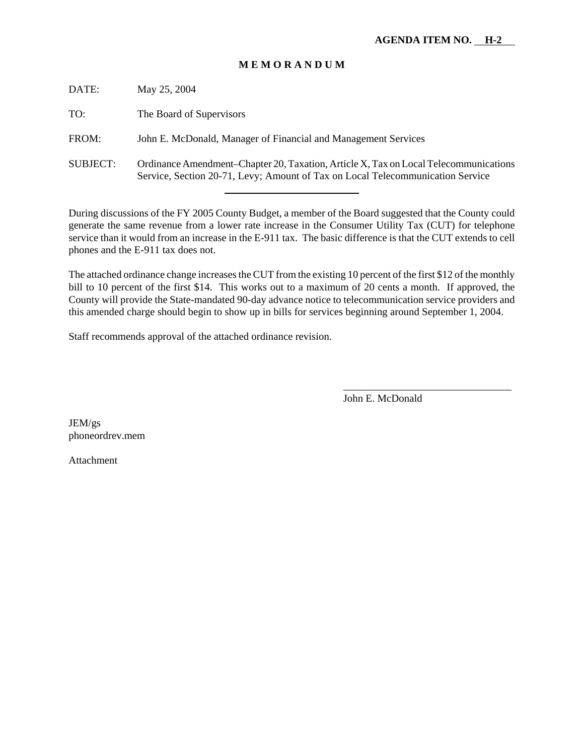**AGENDA ITEM NO. H-2**

# M E M O R A N D U M

DATE: May 25, 2004

TO: The Board of Supervisors

FROM: John E. McDonald, Manager of Financial and Management Services

SUBJECT: Ordinance Amendment–Chapter 20, Taxation, Article X, Tax on Local Telecommunications Service, Section 20-71, Levy; Amount of Tax on Local Telecommunication Service

---

During discussions of the FY 2005 County Budget, a member of the Board suggested that the County could generate the same revenue from a lower rate increase in the Consumer Utility Tax (CUT) for telephone service than it would from an increase in the E-911 tax. The basic difference is that the CUT extends to cell phones and the E-911 tax does not.

The attached ordinance change increases the CUT from the existing 10 percent of the first $12 of the monthly bill to 10 percent of the first $14. This works out to a maximum of 20 cents a month. If approved, the County will provide the State-mandated 90-day advance notice to telecommunication service providers and this amended charge should begin to show up in bills for services beginning around September 1, 2004.

Staff recommends approval of the attached ordinance revision.

\_\_\_\_\_\_\_\_\_\_\_\_\_\_\_\_\_\_\_\_\_\_\_\_\_\_\_\_\_\_\_\_

John E. McDonald

JEM/gs
phoneordrev.mem

Attachment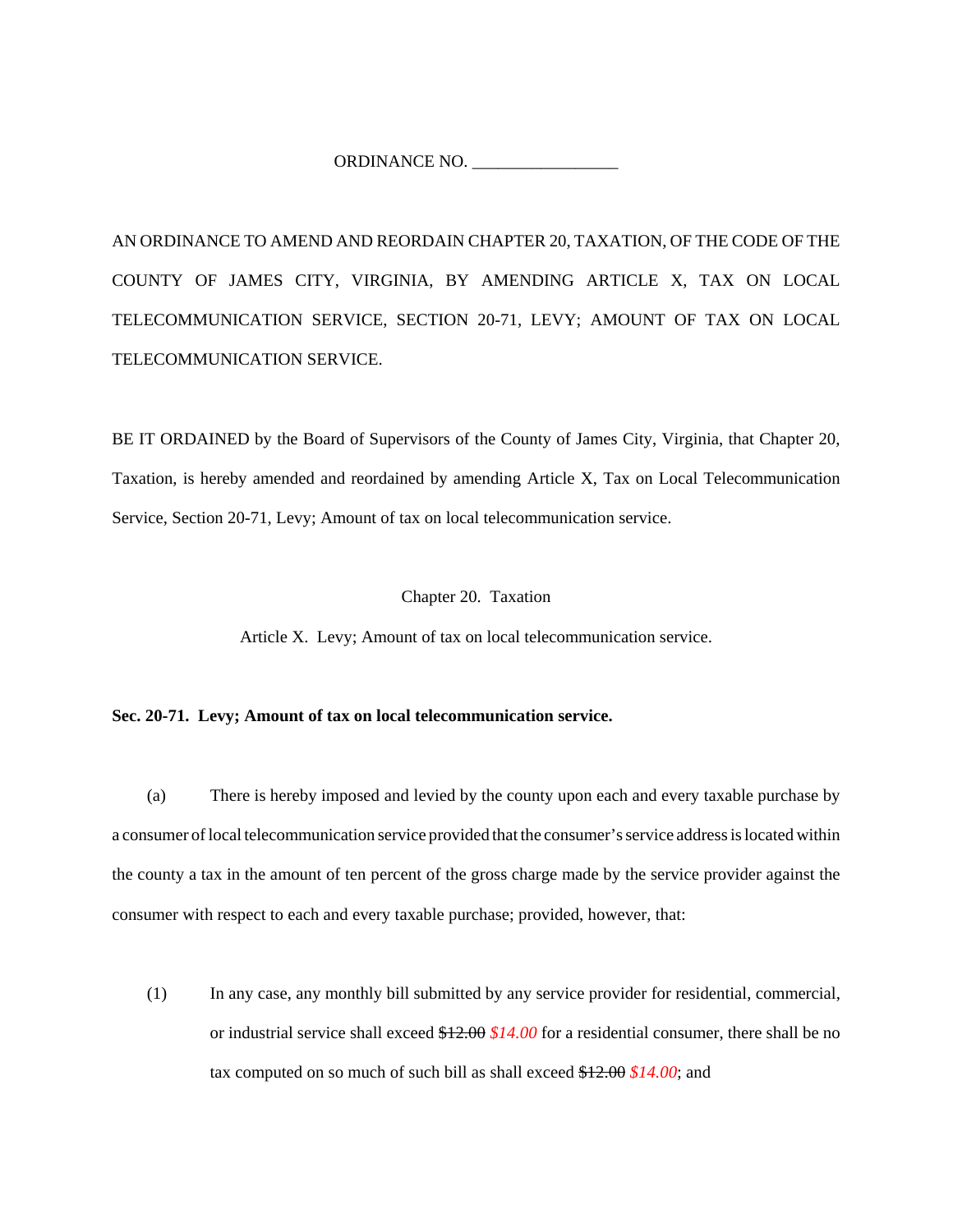ORDINANCE NO. _________________

AN ORDINANCE TO AMEND AND REORDAIN CHAPTER 20, TAXATION, OF THE CODE OF THE COUNTY OF JAMES CITY, VIRGINIA, BY AMENDING ARTICLE X, TAX ON LOCAL TELECOMMUNICATION SERVICE, SECTION 20-71, LEVY; AMOUNT OF TAX ON LOCAL TELECOMMUNICATION SERVICE.

BE IT ORDAINED by the Board of Supervisors of the County of James City, Virginia, that Chapter 20, Taxation, is hereby amended and reordained by amending Article X, Tax on Local Telecommunication Service, Section 20-71, Levy; Amount of tax on local telecommunication service.

Chapter 20. Taxation

Article X. Levy; Amount of tax on local telecommunication service.

**Sec. 20-71. Levy; Amount of tax on local telecommunication service.**

(a) There is hereby imposed and levied by the county upon each and every taxable purchase by a consumer of local telecommunication service provided that the consumer's service address is located within the county a tax in the amount of ten percent of the gross charge made by the service provider against the consumer with respect to each and every taxable purchase; provided, however, that:

(1) In any case, any monthly bill submitted by any service provider for residential, commercial, or industrial service shall exceed ~~$12.00~~ *$14.00* for a residential consumer, there shall be no tax computed on so much of such bill as shall exceed ~~$12.00~~ *$14.00*; and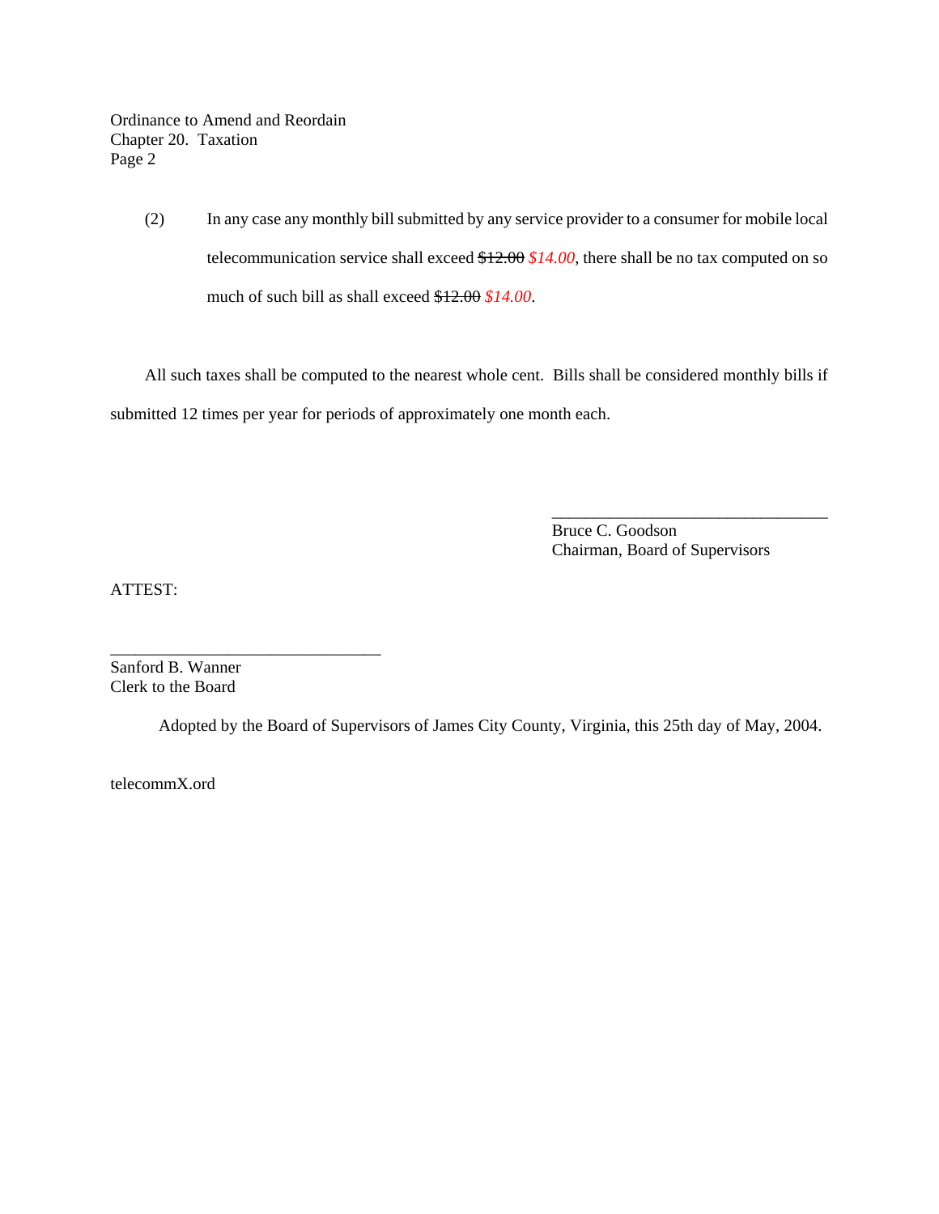(2) In any case any monthly bill submitted by any service provider to a consumer for mobile local telecommunication service shall exceed ~~$12.00~~ *$14.00*, there shall be no tax computed on so much of such bill as shall exceed ~~$12.00~~ *$14.00*.

All such taxes shall be computed to the nearest whole cent. Bills shall be considered monthly bills if submitted 12 times per year for periods of approximately one month each.

_________________________________
Bruce C. Goodson
Chairman, Board of Supervisors

ATTEST:

_________________________________
Sanford B. Wanner
Clerk to the Board

Adopted by the Board of Supervisors of James City County, Virginia, this 25th day of May, 2004.

telecommX.ord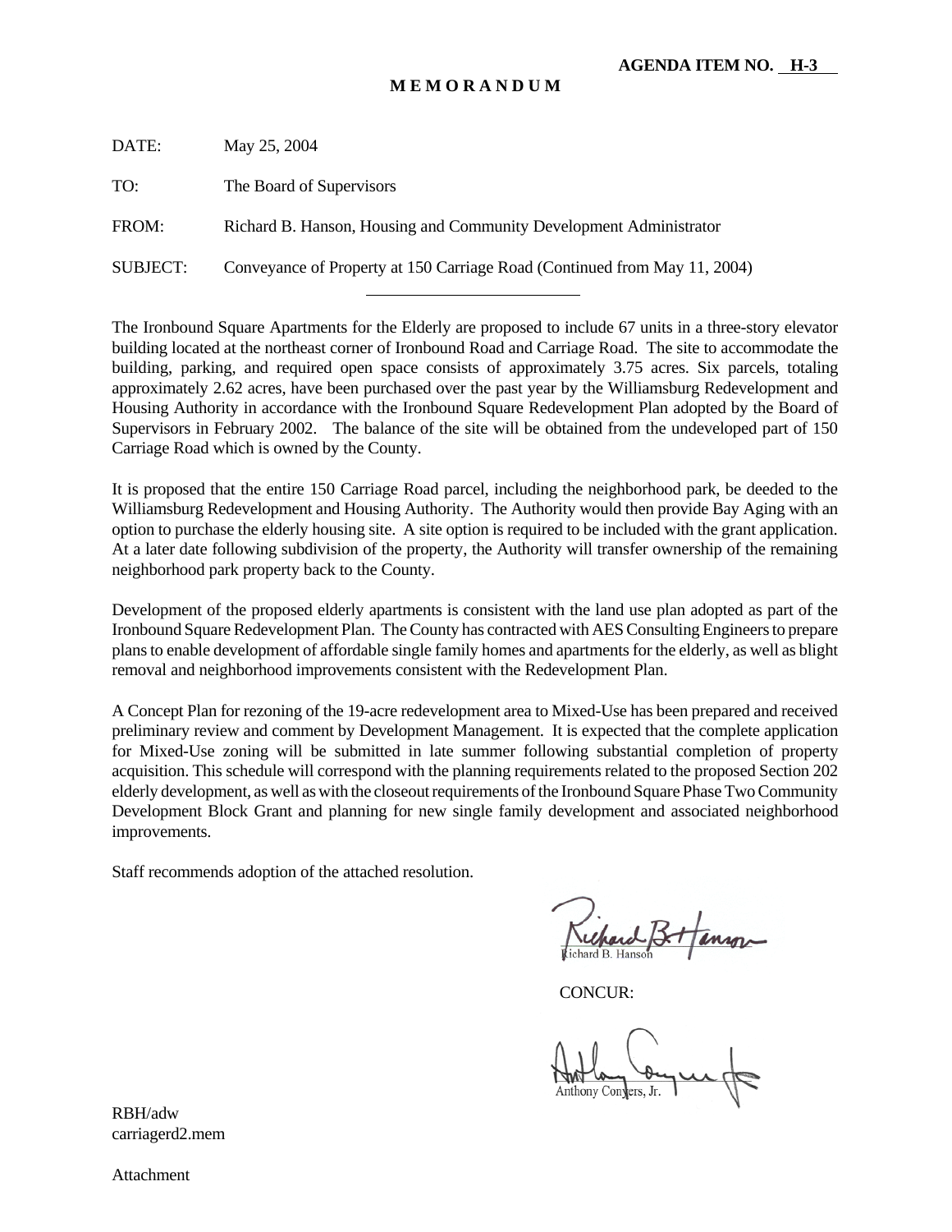**AGENDA ITEM NO. H-3**

**M E M O R A N D U M**

DATE: May 25, 2004

TO: The Board of Supervisors

FROM: Richard B. Hanson, Housing and Community Development Administrator

SUBJECT: Conveyance of Property at 150 Carriage Road (Continued from May 11, 2004)

---

The Ironbound Square Apartments for the Elderly are proposed to include 67 units in a three-story elevator building located at the northeast corner of Ironbound Road and Carriage Road. The site to accommodate the building, parking, and required open space consists of approximately 3.75 acres. Six parcels, totaling approximately 2.62 acres, have been purchased over the past year by the Williamsburg Redevelopment and Housing Authority in accordance with the Ironbound Square Redevelopment Plan adopted by the Board of Supervisors in February 2002. The balance of the site will be obtained from the undeveloped part of 150 Carriage Road which is owned by the County.

It is proposed that the entire 150 Carriage Road parcel, including the neighborhood park, be deeded to the Williamsburg Redevelopment and Housing Authority. The Authority would then provide Bay Aging with an option to purchase the elderly housing site. A site option is required to be included with the grant application. At a later date following subdivision of the property, the Authority will transfer ownership of the remaining neighborhood park property back to the County.

Development of the proposed elderly apartments is consistent with the land use plan adopted as part of the Ironbound Square Redevelopment Plan. The County has contracted with AES Consulting Engineers to prepare plans to enable development of affordable single family homes and apartments for the elderly, as well as blight removal and neighborhood improvements consistent with the Redevelopment Plan.

A Concept Plan for rezoning of the 19-acre redevelopment area to Mixed-Use has been prepared and received preliminary review and comment by Development Management. It is expected that the complete application for Mixed-Use zoning will be submitted in late summer following substantial completion of property acquisition. This schedule will correspond with the planning requirements related to the proposed Section 202 elderly development, as well as with the closeout requirements of the Ironbound Square Phase Two Community Development Block Grant and planning for new single family development and associated neighborhood improvements.

Staff recommends adoption of the attached resolution.

Richard B. Hanson

CONCUR:

Anthony Conyers, Jr.

RBH/adw
carriagerd2.mem

Attachment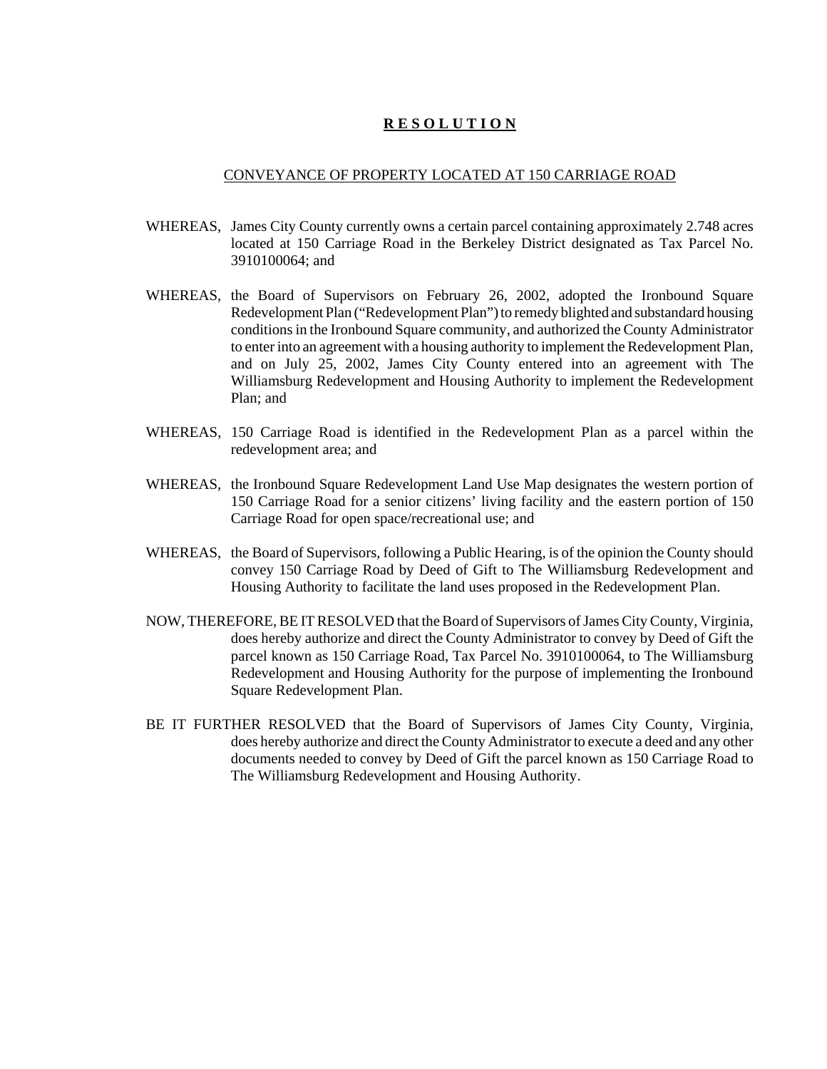# **R E S O L U T I O N**

CONVEYANCE OF PROPERTY LOCATED AT 150 CARRIAGE ROAD

WHEREAS, James City County currently owns a certain parcel containing approximately 2.748 acres located at 150 Carriage Road in the Berkeley District designated as Tax Parcel No. 3910100064; and

WHEREAS, the Board of Supervisors on February 26, 2002, adopted the Ironbound Square Redevelopment Plan ("Redevelopment Plan") to remedy blighted and substandard housing conditions in the Ironbound Square community, and authorized the County Administrator to enter into an agreement with a housing authority to implement the Redevelopment Plan, and on July 25, 2002, James City County entered into an agreement with The Williamsburg Redevelopment and Housing Authority to implement the Redevelopment Plan; and

WHEREAS, 150 Carriage Road is identified in the Redevelopment Plan as a parcel within the redevelopment area; and

WHEREAS, the Ironbound Square Redevelopment Land Use Map designates the western portion of 150 Carriage Road for a senior citizens' living facility and the eastern portion of 150 Carriage Road for open space/recreational use; and

WHEREAS, the Board of Supervisors, following a Public Hearing, is of the opinion the County should convey 150 Carriage Road by Deed of Gift to The Williamsburg Redevelopment and Housing Authority to facilitate the land uses proposed in the Redevelopment Plan.

NOW, THEREFORE, BE IT RESOLVED that the Board of Supervisors of James City County, Virginia, does hereby authorize and direct the County Administrator to convey by Deed of Gift the parcel known as 150 Carriage Road, Tax Parcel No. 3910100064, to The Williamsburg Redevelopment and Housing Authority for the purpose of implementing the Ironbound Square Redevelopment Plan.

BE IT FURTHER RESOLVED that the Board of Supervisors of James City County, Virginia, does hereby authorize and direct the County Administrator to execute a deed and any other documents needed to convey by Deed of Gift the parcel known as 150 Carriage Road to The Williamsburg Redevelopment and Housing Authority.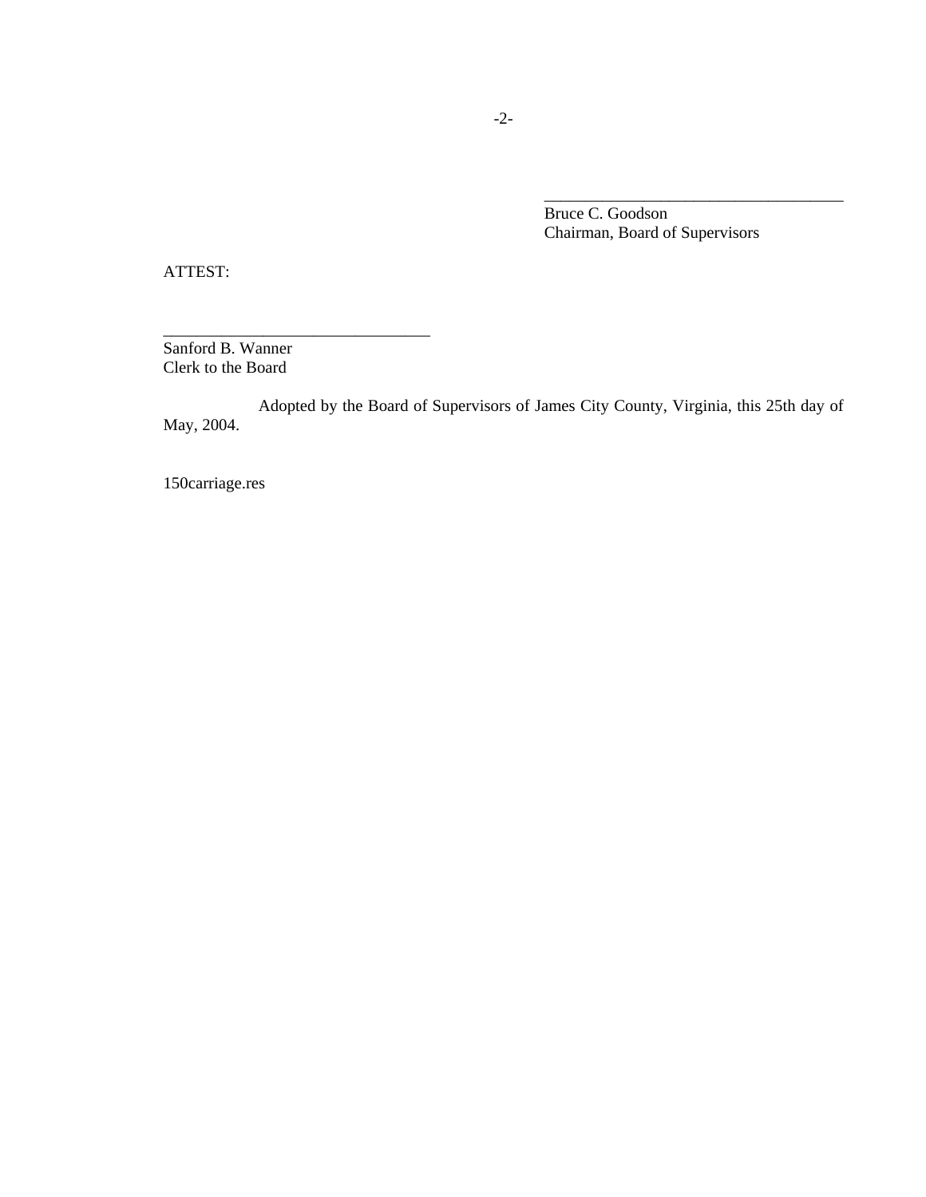\_\_\_\_\_\_\_\_\_\_\_\_\_\_\_\_\_\_\_\_\_\_\_\_\_\_\_\_\_\_\_\_\_\_\_\_\_\_\_\_

Bruce C. Goodson
Chairman, Board of Supervisors

ATTEST:

\_\_\_\_\_\_\_\_\_\_\_\_\_\_\_\_\_\_\_\_\_\_\_\_\_\_\_\_\_\_\_\_\_\_\_\_

Sanford B. Wanner
Clerk to the Board

Adopted by the Board of Supervisors of James City County, Virginia, this 25th day of May, 2004.

150carriage.res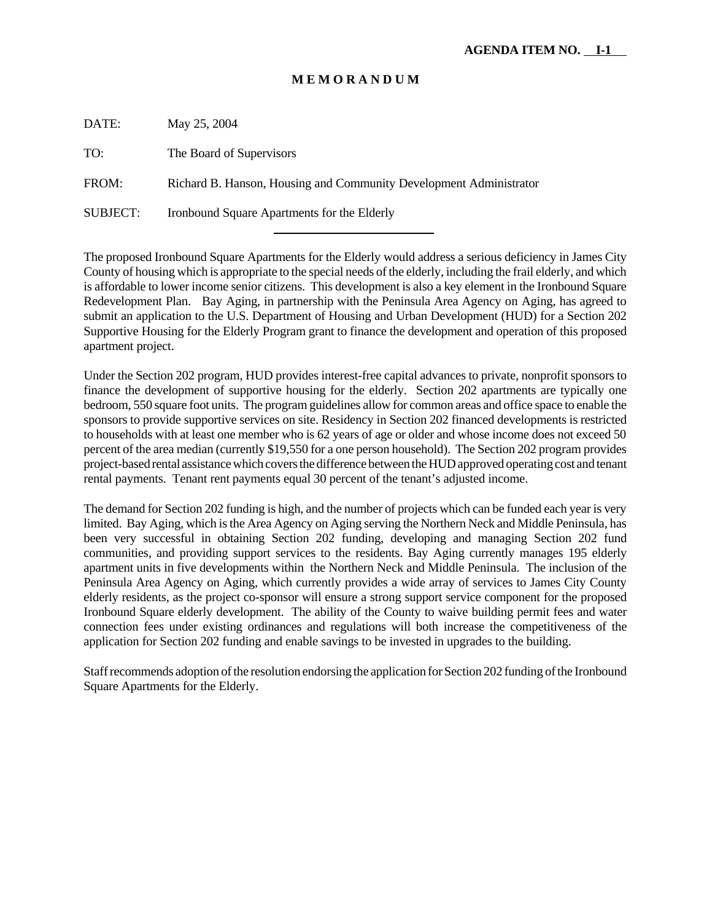**AGENDA ITEM NO. I-1**

**M E M O R A N D U M**

DATE: May 25, 2004

TO: The Board of Supervisors

FROM: Richard B. Hanson, Housing and Community Development Administrator

SUBJECT: Ironbound Square Apartments for the Elderly

---

The proposed Ironbound Square Apartments for the Elderly would address a serious deficiency in James City County of housing which is appropriate to the special needs of the elderly, including the frail elderly, and which is affordable to lower income senior citizens. This development is also a key element in the Ironbound Square Redevelopment Plan. Bay Aging, in partnership with the Peninsula Area Agency on Aging, has agreed to submit an application to the U.S. Department of Housing and Urban Development (HUD) for a Section 202 Supportive Housing for the Elderly Program grant to finance the development and operation of this proposed apartment project.

Under the Section 202 program, HUD provides interest-free capital advances to private, nonprofit sponsors to finance the development of supportive housing for the elderly. Section 202 apartments are typically one bedroom, 550 square foot units. The program guidelines allow for common areas and office space to enable the sponsors to provide supportive services on site. Residency in Section 202 financed developments is restricted to households with at least one member who is 62 years of age or older and whose income does not exceed 50 percent of the area median (currently $19,550 for a one person household). The Section 202 program provides project-based rental assistance which covers the difference between the HUD approved operating cost and tenant rental payments. Tenant rent payments equal 30 percent of the tenant's adjusted income.

The demand for Section 202 funding is high, and the number of projects which can be funded each year is very limited. Bay Aging, which is the Area Agency on Aging serving the Northern Neck and Middle Peninsula, has been very successful in obtaining Section 202 funding, developing and managing Section 202 fund communities, and providing support services to the residents. Bay Aging currently manages 195 elderly apartment units in five developments within the Northern Neck and Middle Peninsula. The inclusion of the Peninsula Area Agency on Aging, which currently provides a wide array of services to James City County elderly residents, as the project co-sponsor will ensure a strong support service component for the proposed Ironbound Square elderly development. The ability of the County to waive building permit fees and water connection fees under existing ordinances and regulations will both increase the competitiveness of the application for Section 202 funding and enable savings to be invested in upgrades to the building.

Staff recommends adoption of the resolution endorsing the application for Section 202 funding of the Ironbound Square Apartments for the Elderly.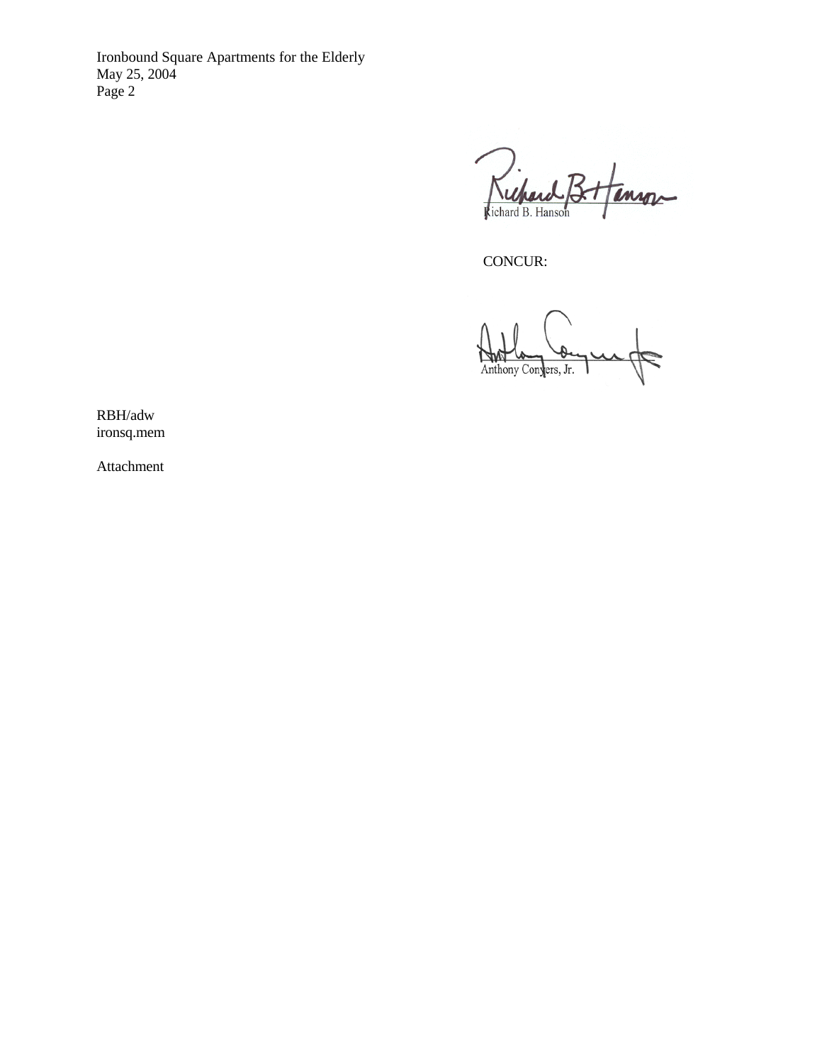Richard B. Hanson

CONCUR:

Anthony Conyers, Jr.

RBH/adw
ironsq.mem

Attachment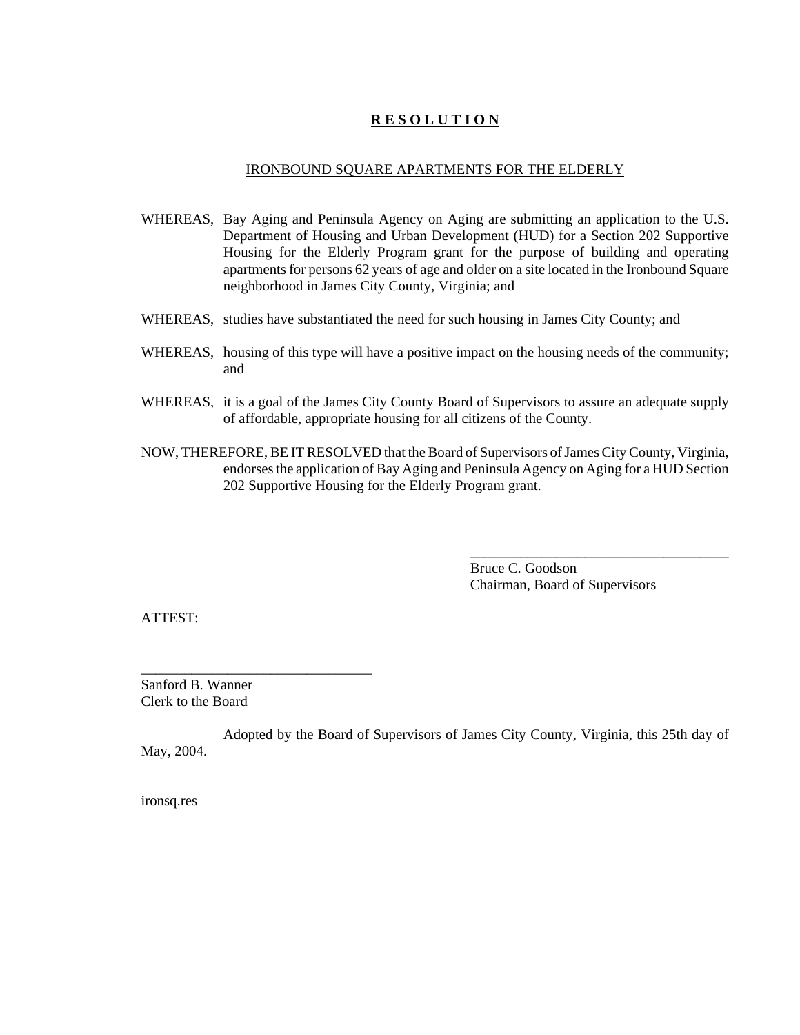# **R E S O L U T I O N**

IRONBOUND SQUARE APARTMENTS FOR THE ELDERLY

WHEREAS, Bay Aging and Peninsula Agency on Aging are submitting an application to the U.S. Department of Housing and Urban Development (HUD) for a Section 202 Supportive Housing for the Elderly Program grant for the purpose of building and operating apartments for persons 62 years of age and older on a site located in the Ironbound Square neighborhood in James City County, Virginia; and

WHEREAS, studies have substantiated the need for such housing in James City County; and

WHEREAS, housing of this type will have a positive impact on the housing needs of the community; and

WHEREAS, it is a goal of the James City County Board of Supervisors to assure an adequate supply of affordable, appropriate housing for all citizens of the County.

NOW, THEREFORE, BE IT RESOLVED that the Board of Supervisors of James City County, Virginia, endorses the application of Bay Aging and Peninsula Agency on Aging for a HUD Section 202 Supportive Housing for the Elderly Program grant.

_____________________________________
Bruce C. Goodson
Chairman, Board of Supervisors

ATTEST:

________________________________
Sanford B. Wanner
Clerk to the Board

Adopted by the Board of Supervisors of James City County, Virginia, this 25th day of May, 2004.

ironsq.res